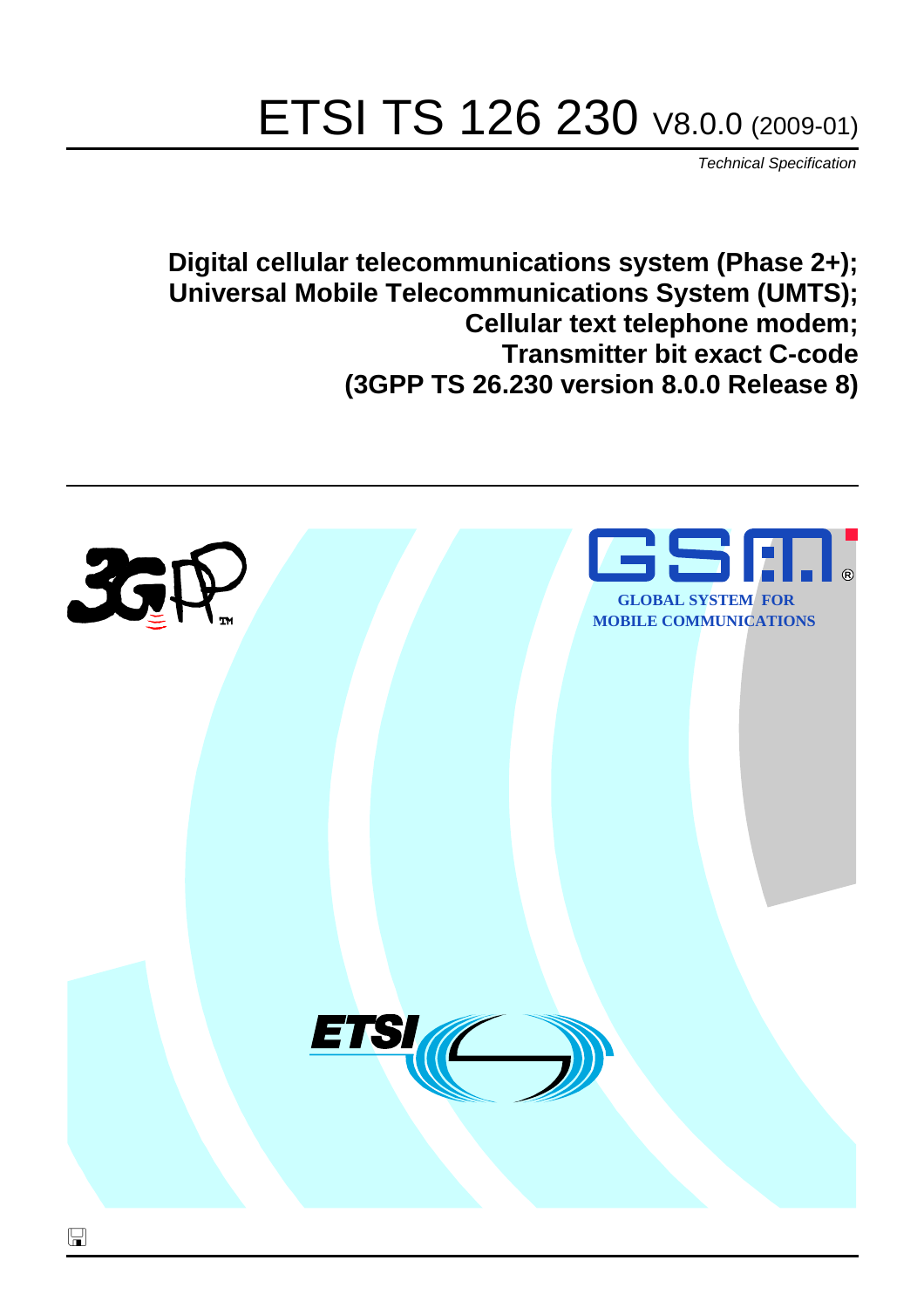# ETSI TS 126 230 V8.0.0 (2009-01)

*Technical Specification*

**Digital cellular telecommunications system (Phase 2+);**
**Universal Mobile Telecommunications System (UMTS);**
**Cellular text telephone modem;**
**Transmitter bit exact C-code**
**(3GPP TS 26.230 version 8.0.0 Release 8)**

GLOBAL SYSTEM FOR MOBILE COMMUNICATIONS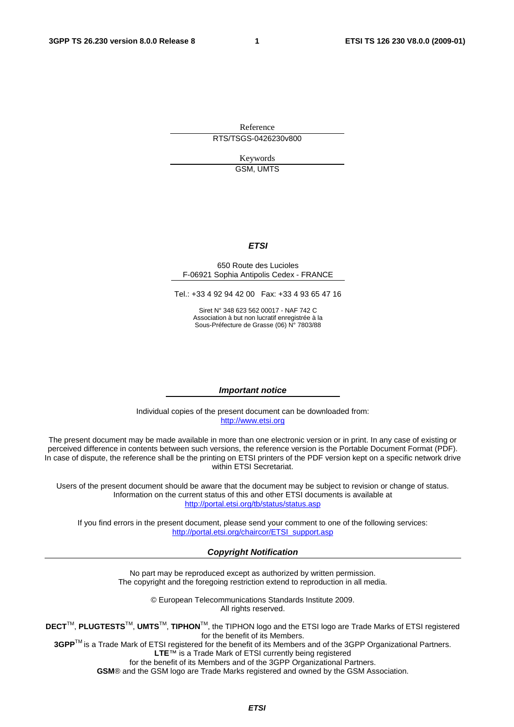Reference

RTS/TSGS-0426230v800

Keywords

GSM, UMTS

***ETSI***

650 Route des Lucioles
F-06921 Sophia Antipolis Cedex - FRANCE

Tel.: +33 4 92 94 42 00 Fax: +33 4 93 65 47 16

Siret N° 348 623 562 00017 - NAF 742 C
Association à but non lucratif enregistrée à la
Sous-Préfecture de Grasse (06) N° 7803/88

***Important notice***

Individual copies of the present document can be downloaded from:
http://www.etsi.org

The present document may be made available in more than one electronic version or in print. In any case of existing or perceived difference in contents between such versions, the reference version is the Portable Document Format (PDF). In case of dispute, the reference shall be the printing on ETSI printers of the PDF version kept on a specific network drive within ETSI Secretariat.

Users of the present document should be aware that the document may be subject to revision or change of status. Information on the current status of this and other ETSI documents is available at
http://portal.etsi.org/tb/status/status.asp

If you find errors in the present document, please send your comment to one of the following services:
http://portal.etsi.org/chaircor/ETSI_support.asp

***Copyright Notification***

No part may be reproduced except as authorized by written permission.
The copyright and the foregoing restriction extend to reproduction in all media.

© European Telecommunications Standards Institute 2009.
All rights reserved.

**DECT**™, **PLUGTESTS**™, **UMTS**™, **TIPHON**™, the TIPHON logo and the ETSI logo are Trade Marks of ETSI registered for the benefit of its Members.
**3GPP**™ is a Trade Mark of ETSI registered for the benefit of its Members and of the 3GPP Organizational Partners.
**LTE**™ is a Trade Mark of ETSI currently being registered
for the benefit of its Members and of the 3GPP Organizational Partners.
**GSM**® and the GSM logo are Trade Marks registered and owned by the GSM Association.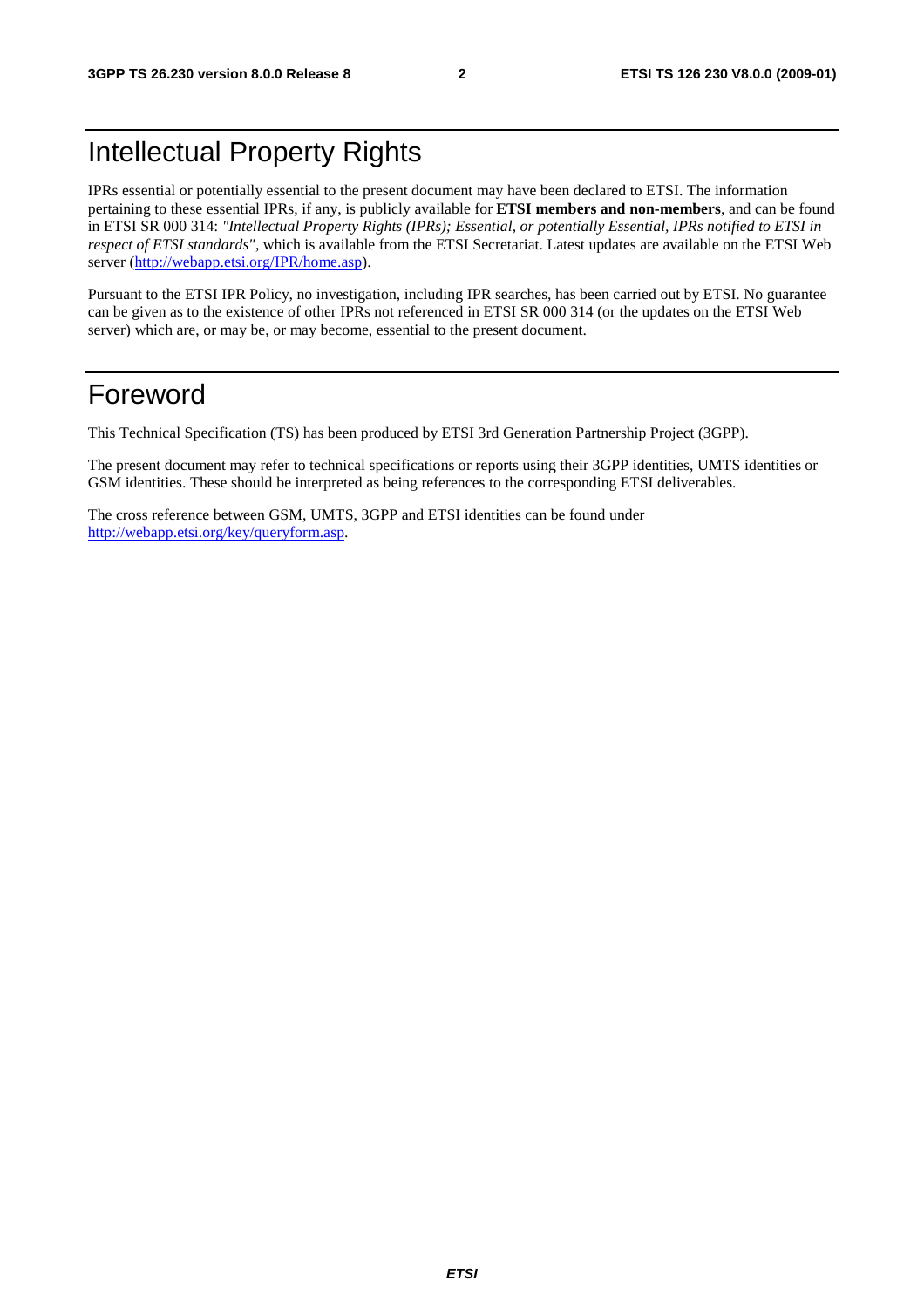# Intellectual Property Rights

IPRs essential or potentially essential to the present document may have been declared to ETSI. The information pertaining to these essential IPRs, if any, is publicly available for **ETSI members and non-members**, and can be found in ETSI SR 000 314: *"Intellectual Property Rights (IPRs); Essential, or potentially Essential, IPRs notified to ETSI in respect of ETSI standards"*, which is available from the ETSI Secretariat. Latest updates are available on the ETSI Web server (http://webapp.etsi.org/IPR/home.asp).

Pursuant to the ETSI IPR Policy, no investigation, including IPR searches, has been carried out by ETSI. No guarantee can be given as to the existence of other IPRs not referenced in ETSI SR 000 314 (or the updates on the ETSI Web server) which are, or may be, or may become, essential to the present document.

# Foreword

This Technical Specification (TS) has been produced by ETSI 3rd Generation Partnership Project (3GPP).

The present document may refer to technical specifications or reports using their 3GPP identities, UMTS identities or GSM identities. These should be interpreted as being references to the corresponding ETSI deliverables.

The cross reference between GSM, UMTS, 3GPP and ETSI identities can be found under http://webapp.etsi.org/key/queryform.asp.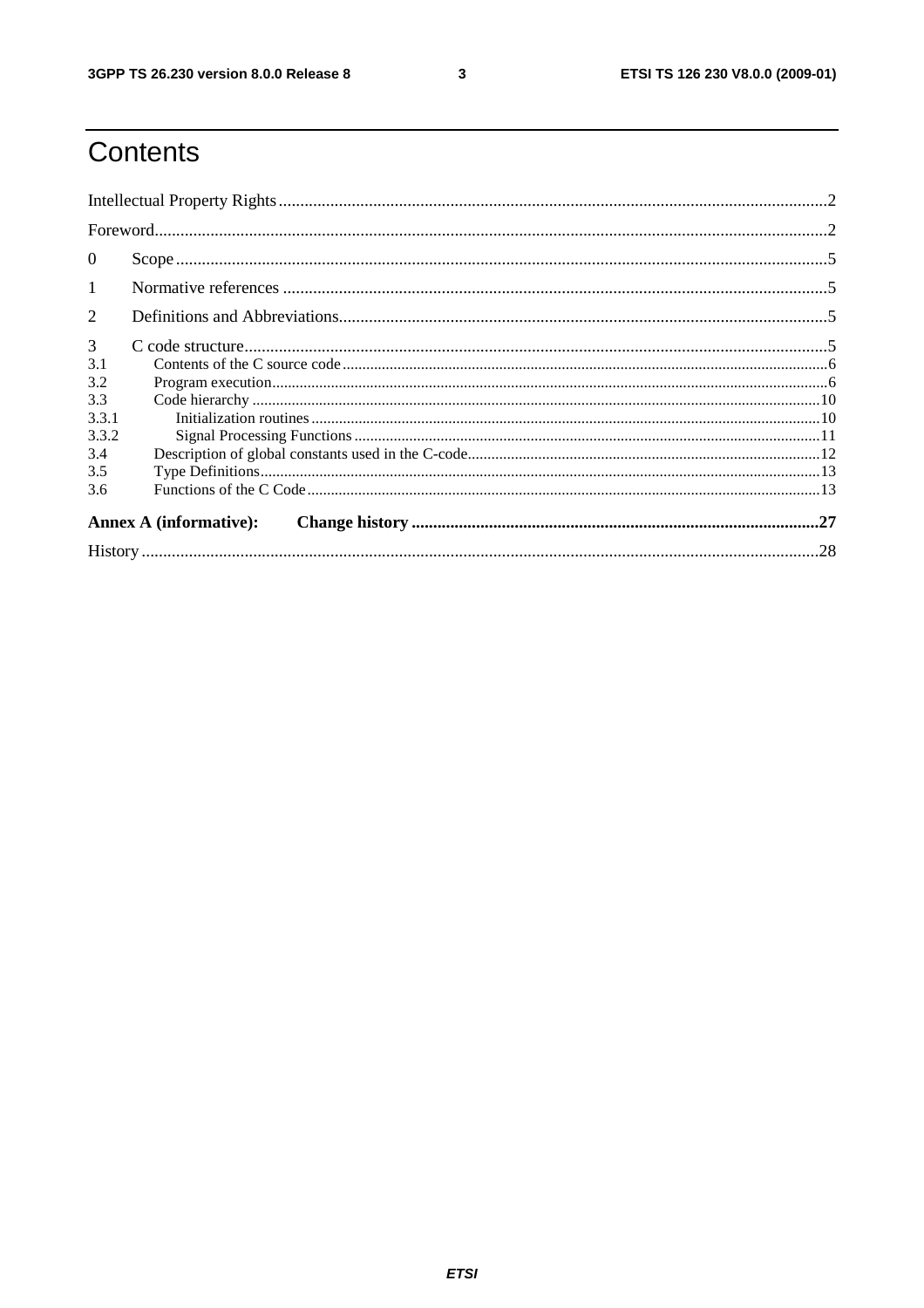# Contents

Intellectual Property Rights ....................................................................................................................................2

Foreword.................................................................................................................................................................2

0 Scope .................................................................................................................................................................5

1 Normative references .........................................................................................................................................5

2 Definitions and Abbreviations............................................................................................................................5

3 C code structure...................................................................................................................................................5

3.1 Contents of the C source code .........................................................................................................................6

3.2 Program execution...........................................................................................................................................6

3.3 Code hierarchy ...............................................................................................................................................10

3.3.1 Initialization routines ..................................................................................................................................10

3.3.2 Signal Processing Functions ......................................................................................................................11

3.4 Description of global constants used in the C-code........................................................................................12

3.5 Type Definitions.............................................................................................................................................13

3.6 Functions of the C Code.................................................................................................................................13

**Annex A (informative): Change history .........................................................................................27**

History ...................................................................................................................................................................28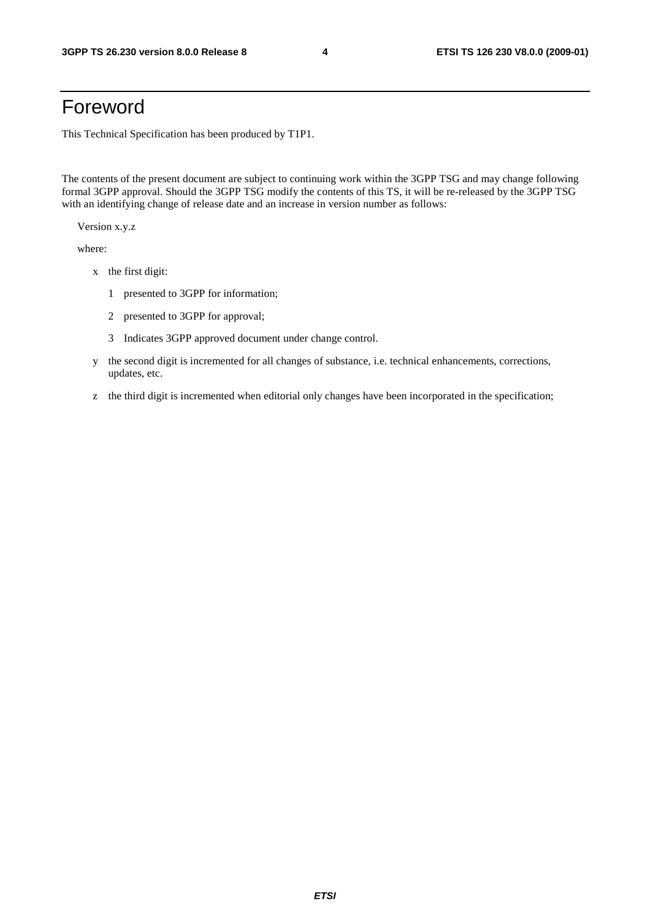# Foreword

This Technical Specification has been produced by T1P1.

The contents of the present document are subject to continuing work within the 3GPP TSG and may change following formal 3GPP approval. Should the 3GPP TSG modify the contents of this TS, it will be re-released by the 3GPP TSG with an identifying change of release date and an increase in version number as follows:

Version x.y.z

where:

- x the first digit:
  - 1 presented to 3GPP for information;
  - 2 presented to 3GPP for approval;
  - 3 Indicates 3GPP approved document under change control.
- y the second digit is incremented for all changes of substance, i.e. technical enhancements, corrections, updates, etc.
- z the third digit is incremented when editorial only changes have been incorporated in the specification;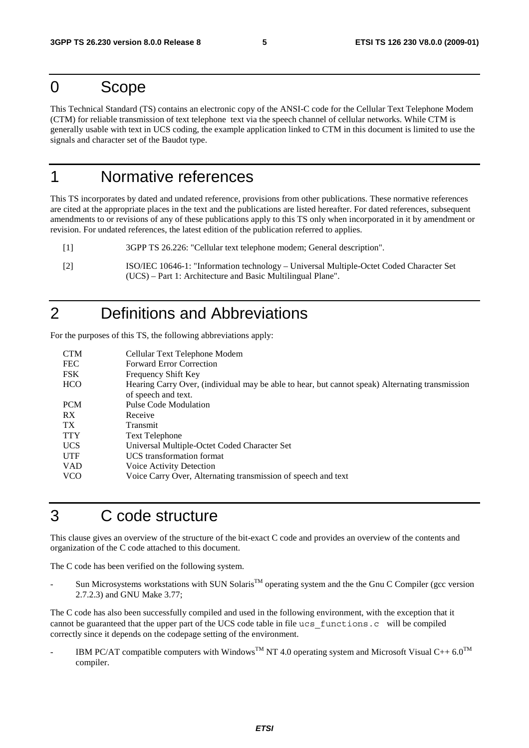# 0 Scope

This Technical Standard (TS) contains an electronic copy of the ANSI-C code for the Cellular Text Telephone Modem (CTM) for reliable transmission of text telephone text via the speech channel of cellular networks. While CTM is generally usable with text in UCS coding, the example application linked to CTM in this document is limited to use the signals and character set of the Baudot type.

# 1 Normative references

This TS incorporates by dated and undated reference, provisions from other publications. These normative references are cited at the appropriate places in the text and the publications are listed hereafter. For dated references, subsequent amendments to or revisions of any of these publications apply to this TS only when incorporated in it by amendment or revision. For undated references, the latest edition of the publication referred to applies.

[1] 3GPP TS 26.226: "Cellular text telephone modem; General description".

[2] ISO/IEC 10646-1: "Information technology – Universal Multiple-Octet Coded Character Set (UCS) – Part 1: Architecture and Basic Multilingual Plane".

# 2 Definitions and Abbreviations

For the purposes of this TS, the following abbreviations apply:

| | |
|---|---|
| CTM | Cellular Text Telephone Modem |
| FEC | Forward Error Correction |
| FSK | Frequency Shift Key |
| HCO | Hearing Carry Over, (individual may be able to hear, but cannot speak) Alternating transmission of speech and text. |
| PCM | Pulse Code Modulation |
| RX | Receive |
| TX | Transmit |
| TTY | Text Telephone |
| UCS | Universal Multiple-Octet Coded Character Set |
| UTF | UCS transformation format |
| VAD | Voice Activity Detection |
| VCO | Voice Carry Over, Alternating transmission of speech and text |

# 3 C code structure

This clause gives an overview of the structure of the bit-exact C code and provides an overview of the contents and organization of the C code attached to this document.

The C code has been verified on the following system.

- Sun Microsystems workstations with SUN Solaris™ operating system and the the Gnu C Compiler (gcc version 2.7.2.3) and GNU Make 3.77;

The C code has also been successfully compiled and used in the following environment, with the exception that it cannot be guaranteed that the upper part of the UCS code table in file `ucs_functions.c` will be compiled correctly since it depends on the codepage setting of the environment.

- IBM PC/AT compatible computers with Windows™ NT 4.0 operating system and Microsoft Visual C++ 6.0™ compiler.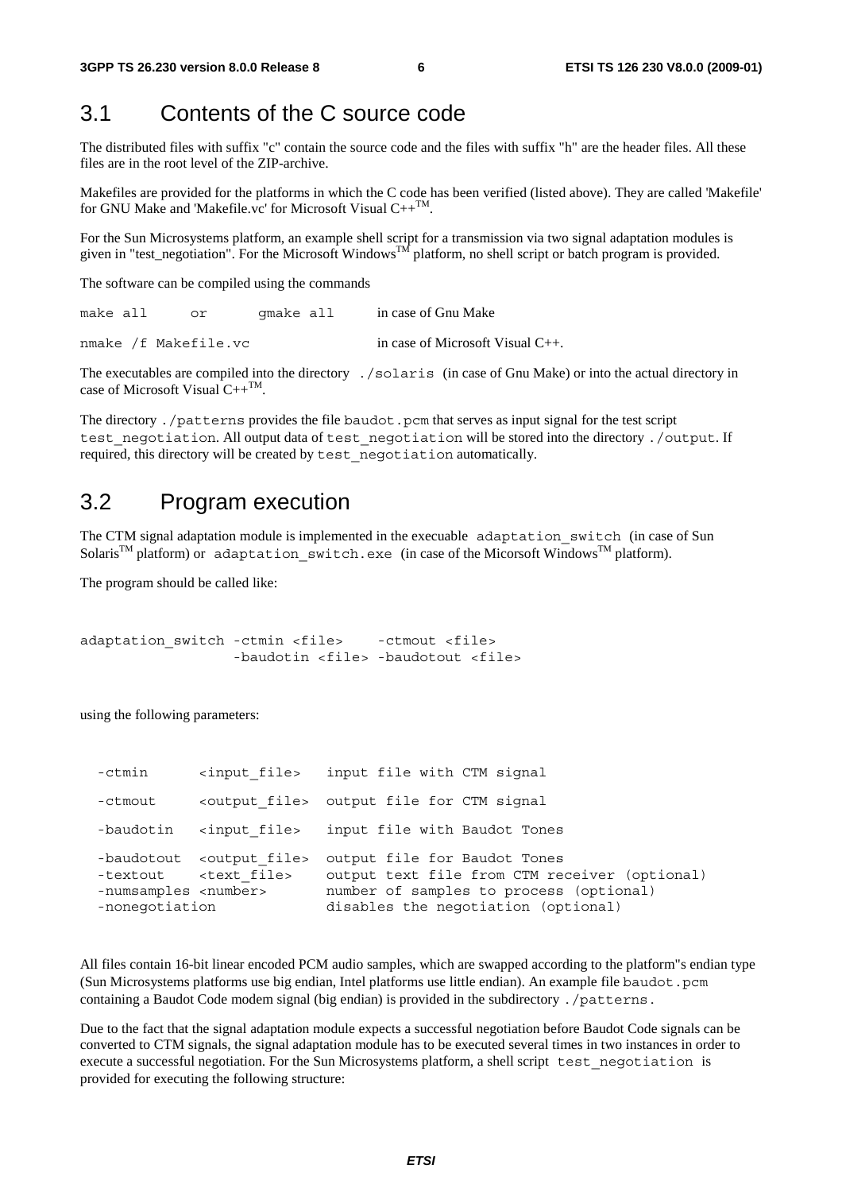## 3.1 Contents of the C source code

The distributed files with suffix "c" contain the source code and the files with suffix "h" are the header files. All these files are in the root level of the ZIP-archive.

Makefiles are provided for the platforms in which the C code has been verified (listed above). They are called 'Makefile' for GNU Make and 'Makefile.vc' for Microsoft Visual C++[TM].

For the Sun Microsystems platform, an example shell script for a transmission via two signal adaptation modules is given in "test_negotiation". For the Microsoft Windows[TM] platform, no shell script or batch program is provided.

The software can be compiled using the commands

| | |
|---|---|
| `make all   or   gmake all` | in case of Gnu Make |
| `nmake /f Makefile.vc` | in case of Microsoft Visual C++. |

The executables are compiled into the directory `./solaris` (in case of Gnu Make) or into the actual directory in case of Microsoft Visual C++[TM].

The directory `./patterns` provides the file `baudot.pcm` that serves as input signal for the test script `test_negotiation`. All output data of `test_negotiation` will be stored into the directory `./output`. If required, this directory will be created by `test_negotiation` automatically.

## 3.2 Program execution

The CTM signal adaptation module is implemented in the execuable `adaptation_switch` (in case of Sun Solaris[TM] platform) or `adaptation_switch.exe` (in case of the Micorsoft Windows[TM] platform).

The program should be called like:

```
adaptation_switch -ctmin <file>    -ctmout <file>
                  -baudotin <file> -baudotout <file>
```

using the following parameters:

```
  -ctmin      <input_file>   input file with CTM signal

  -ctmout     <output_file>  output file for CTM signal

  -baudotin   <input_file>   input file with Baudot Tones

  -baudotout  <output_file>  output file for Baudot Tones
  -textout    <text_file>    output text file from CTM receiver (optional)
  -numsamples <number>       number of samples to process (optional)
  -nonegotiation             disables the negotiation (optional)
```

All files contain 16-bit linear encoded PCM audio samples, which are swapped according to the platform"s endian type (Sun Microsystems platforms use big endian, Intel platforms use little endian). An example file `baudot.pcm` containing a Baudot Code modem signal (big endian) is provided in the subdirectory `./patterns`.

Due to the fact that the signal adaptation module expects a successful negotiation before Baudot Code signals can be converted to CTM signals, the signal adaptation module has to be executed several times in two instances in order to execute a successful negotiation. For the Sun Microsystems platform, a shell script `test_negotiation` is provided for executing the following structure: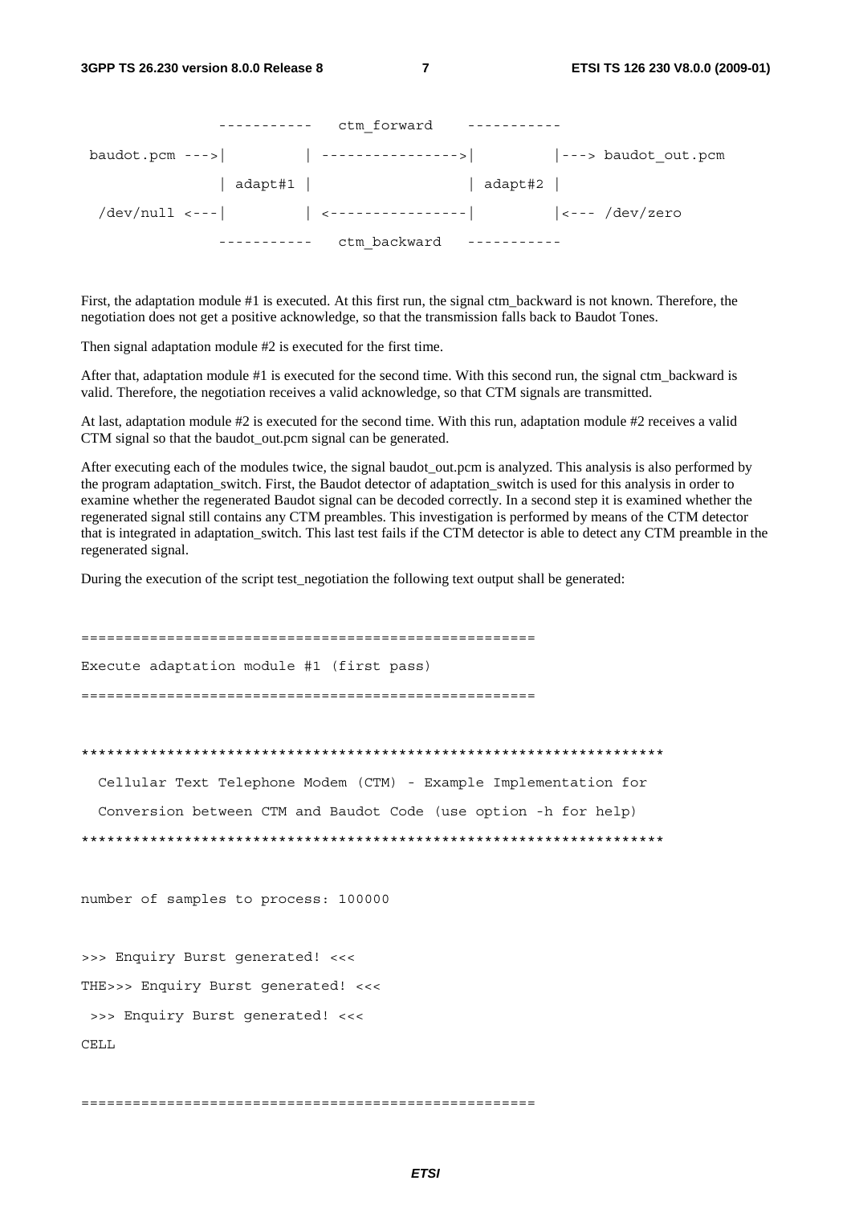```
              -----------   ctm_forward    -----------
 baudot.pcm --->|         | ---------------->|         |---> baudot_out.pcm
                | adapt#1 |                  | adapt#2 |
  /dev/null <---|         | <----------------|         |<--- /dev/zero
              -----------   ctm_backward   -----------
```

First, the adaptation module #1 is executed. At this first run, the signal ctm_backward is not known. Therefore, the negotiation does not get a positive acknowledge, so that the transmission falls back to Baudot Tones.

Then signal adaptation module #2 is executed for the first time.

After that, adaptation module #1 is executed for the second time. With this second run, the signal ctm_backward is valid. Therefore, the negotiation receives a valid acknowledge, so that CTM signals are transmitted.

At last, adaptation module #2 is executed for the second time. With this run, adaptation module #2 receives a valid CTM signal so that the baudot_out.pcm signal can be generated.

After executing each of the modules twice, the signal baudot_out.pcm is analyzed. This analysis is also performed by the program adaptation_switch. First, the Baudot detector of adaptation_switch is used for this analysis in order to examine whether the regenerated Baudot signal can be decoded correctly. In a second step it is examined whether the regenerated signal still contains any CTM preambles. This investigation is performed by means of the CTM detector that is integrated in adaptation_switch. This last test fails if the CTM detector is able to detect any CTM preamble in the regenerated signal.

During the execution of the script test_negotiation the following text output shall be generated:

```
====================================================
Execute adaptation module #1 (first pass)
====================================================

*******************************************************************
  Cellular Text Telephone Modem (CTM) - Example Implementation for
  Conversion between CTM and Baudot Code (use option -h for help)
*******************************************************************

number of samples to process: 100000

>>> Enquiry Burst generated! <<<
THE>>> Enquiry Burst generated! <<<
 >>> Enquiry Burst generated! <<<
CELL

====================================================
```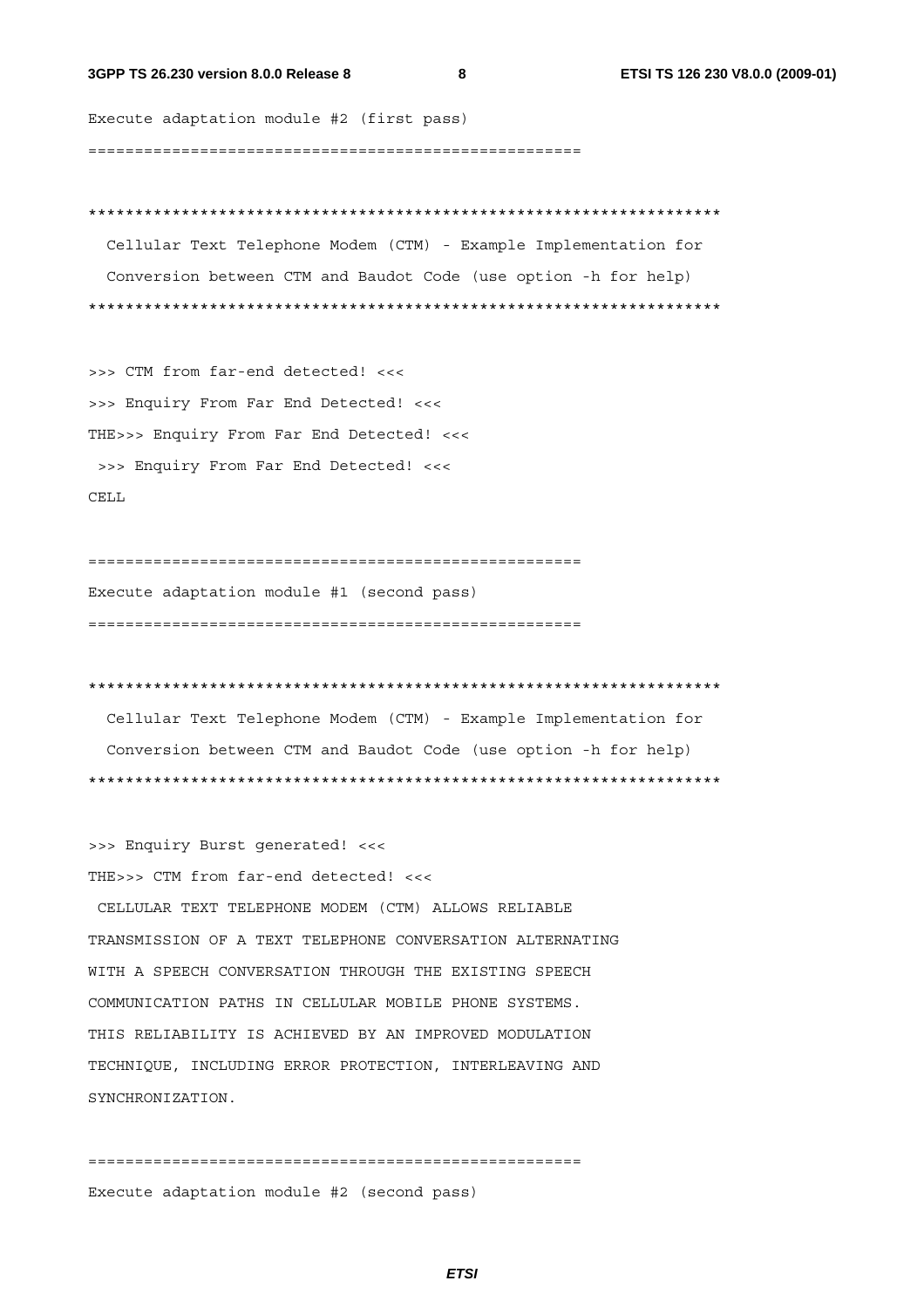```
Execute adaptation module #2 (first pass)
====================================================

********************************************************************
  Cellular Text Telephone Modem (CTM) - Example Implementation for
  Conversion between CTM and Baudot Code (use option -h for help)
********************************************************************

>>> CTM from far-end detected! <<<
>>> Enquiry From Far End Detected! <<<
THE>>> Enquiry From Far End Detected! <<<
 >>> Enquiry From Far End Detected! <<<
CELL

====================================================
Execute adaptation module #1 (second pass)
====================================================

********************************************************************
  Cellular Text Telephone Modem (CTM) - Example Implementation for
  Conversion between CTM and Baudot Code (use option -h for help)
********************************************************************

>>> Enquiry Burst generated! <<<
THE>>> CTM from far-end detected! <<<
 CELLULAR TEXT TELEPHONE MODEM (CTM) ALLOWS RELIABLE
TRANSMISSION OF A TEXT TELEPHONE CONVERSATION ALTERNATING
WITH A SPEECH CONVERSATION THROUGH THE EXISTING SPEECH
COMMUNICATION PATHS IN CELLULAR MOBILE PHONE SYSTEMS.
THIS RELIABILITY IS ACHIEVED BY AN IMPROVED MODULATION
TECHNIQUE, INCLUDING ERROR PROTECTION, INTERLEAVING AND
SYNCHRONIZATION.

====================================================
Execute adaptation module #2 (second pass)
```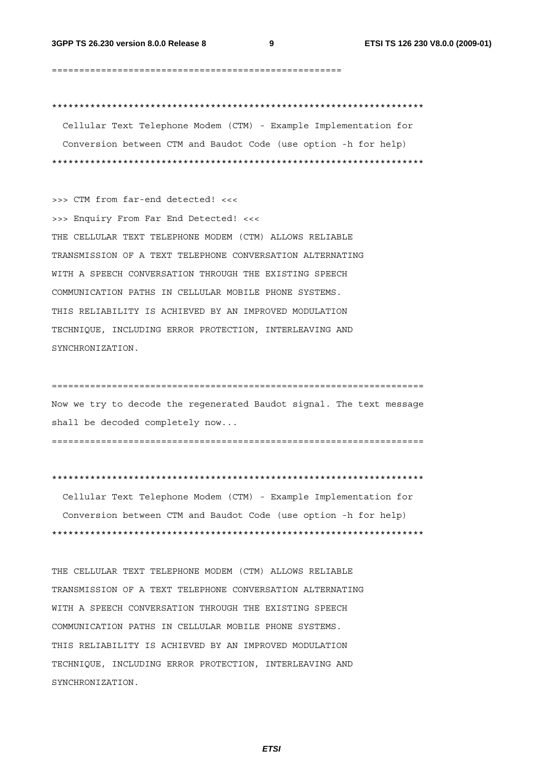```
===================================================

*******************************************************************
  Cellular Text Telephone Modem (CTM) - Example Implementation for
  Conversion between CTM and Baudot Code (use option -h for help)
*******************************************************************

>>> CTM from far-end detected! <<<
>>> Enquiry From Far End Detected! <<<
THE CELLULAR TEXT TELEPHONE MODEM (CTM) ALLOWS RELIABLE
TRANSMISSION OF A TEXT TELEPHONE CONVERSATION ALTERNATING
WITH A SPEECH CONVERSATION THROUGH THE EXISTING SPEECH
COMMUNICATION PATHS IN CELLULAR MOBILE PHONE SYSTEMS.
THIS RELIABILITY IS ACHIEVED BY AN IMPROVED MODULATION
TECHNIQUE, INCLUDING ERROR PROTECTION, INTERLEAVING AND
SYNCHRONIZATION.

===================================================================
Now we try to decode the regenerated Baudot signal. The text message
shall be decoded completely now...
===================================================================

*******************************************************************
  Cellular Text Telephone Modem (CTM) - Example Implementation for
  Conversion between CTM and Baudot Code (use option -h for help)
*******************************************************************

THE CELLULAR TEXT TELEPHONE MODEM (CTM) ALLOWS RELIABLE
TRANSMISSION OF A TEXT TELEPHONE CONVERSATION ALTERNATING
WITH A SPEECH CONVERSATION THROUGH THE EXISTING SPEECH
COMMUNICATION PATHS IN CELLULAR MOBILE PHONE SYSTEMS.
THIS RELIABILITY IS ACHIEVED BY AN IMPROVED MODULATION
TECHNIQUE, INCLUDING ERROR PROTECTION, INTERLEAVING AND
SYNCHRONIZATION.
```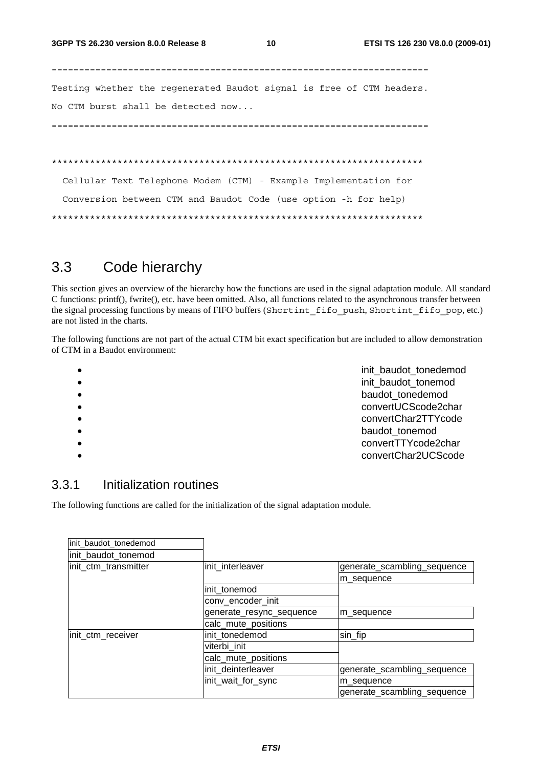```
==================================================================
Testing whether the regenerated Baudot signal is free of CTM headers.
No CTM burst shall be detected now...
==================================================================

*******************************************************************
  Cellular Text Telephone Modem (CTM) - Example Implementation for
  Conversion between CTM and Baudot Code (use option -h for help)
*******************************************************************
```

## 3.3 Code hierarchy

This section gives an overview of the hierarchy how the functions are used in the signal adaptation module. All standard C functions: printf(), fwrite(), etc. have been omitted. Also, all functions related to the asynchronous transfer between the signal processing functions by means of FIFO buffers (Shortint_fifo_push, Shortint_fifo_pop, etc.) are not listed in the charts.

The following functions are not part of the actual CTM bit exact specification but are included to allow demonstration of CTM in a Baudot environment:

- init_baudot_tonedemod
- init_baudot_tonemod
- baudot_tonedemod
- convertUCScode2char
- convertChar2TTYcode
- baudot_tonemod
- convertTTYcode2char
- convertChar2UCScode

### 3.3.1 Initialization routines

The following functions are called for the initialization of the signal adaptation module.

| | | |
|---|---|---|
| init_baudot_tonedemod | | |
| init_baudot_tonemod | | |
| init_ctm_transmitter | init_interleaver | generate_scambling_sequence |
| | | m_sequence |
| | init_tonemod | |
| | conv_encoder_init | |
| | generate_resync_sequence | m_sequence |
| | calc_mute_positions | |
| init_ctm_receiver | init_tonedemod | sin_fip |
| | viterbi_init | |
| | calc_mute_positions | |
| | init_deinterleaver | generate_scambling_sequence |
| | init_wait_for_sync | m_sequence |
| | | generate_scambling_sequence |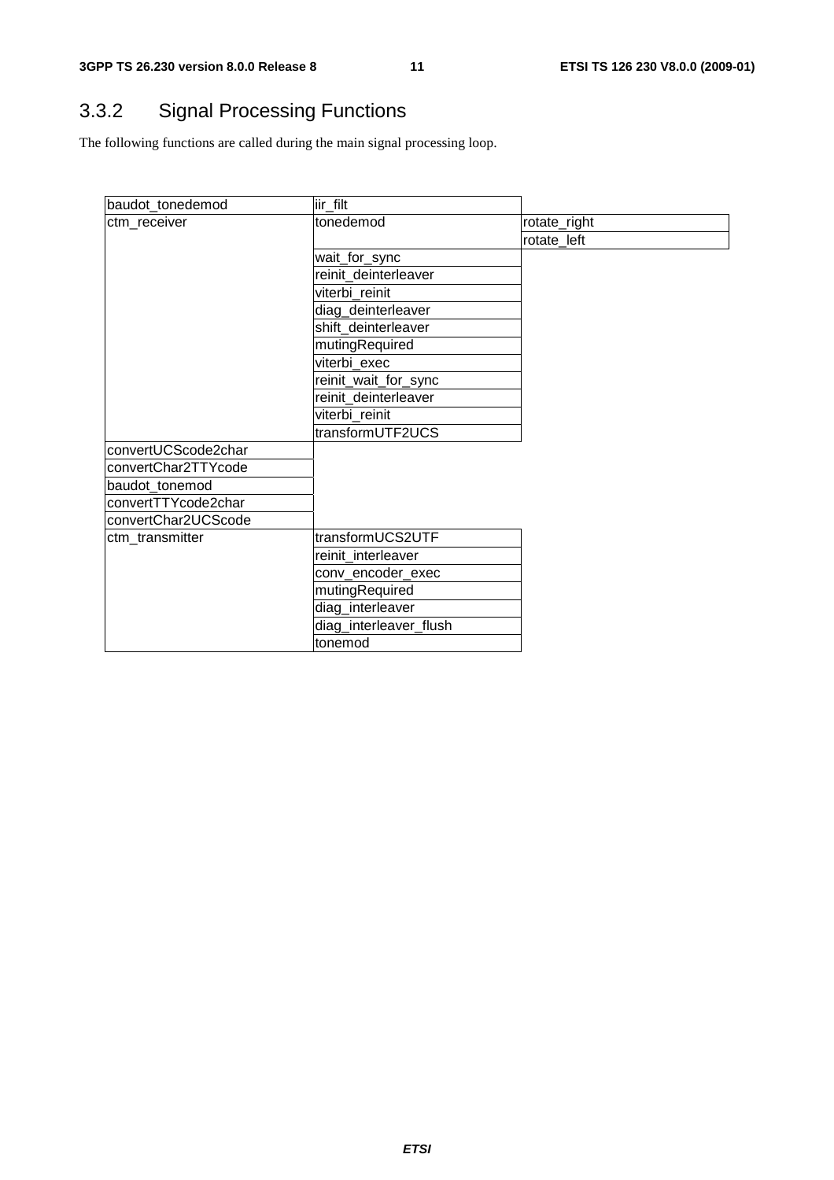### 3.3.2 Signal Processing Functions

The following functions are called during the main signal processing loop.

| | | |
|---|---|---|
| baudot_tonedemod | iir_filt | |
| ctm_receiver | tonedemod | rotate_right |
| | | rotate_left |
| | wait_for_sync | |
| | reinit_deinterleaver | |
| | viterbi_reinit | |
| | diag_deinterleaver | |
| | shift_deinterleaver | |
| | mutingRequired | |
| | viterbi_exec | |
| | reinit_wait_for_sync | |
| | reinit_deinterleaver | |
| | viterbi_reinit | |
| | transformUTF2UCS | |
| convertUCScode2char | | |
| convertChar2TTYcode | | |
| baudot_tonemod | | |
| convertTTYcode2char | | |
| convertChar2UCScode | | |
| ctm_transmitter | transformUCS2UTF | |
| | reinit_interleaver | |
| | conv_encoder_exec | |
| | mutingRequired | |
| | diag_interleaver | |
| | diag_interleaver_flush | |
| | tonemod | |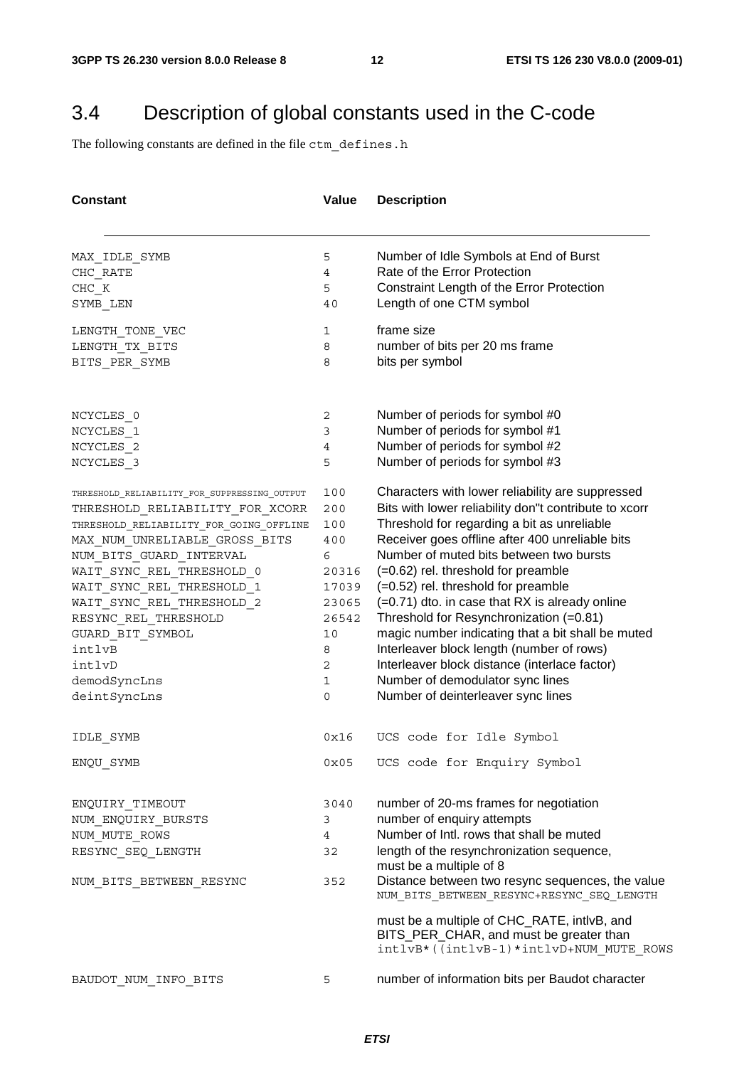## 3.4 Description of global constants used in the C-code

The following constants are defined in the file `ctm_defines.h`

| Constant | Value | Description |
|---|---|---|
| MAX_IDLE_SYMB | 5 | Number of Idle Symbols at End of Burst |
| CHC_RATE | 4 | Rate of the Error Protection |
| CHC_K | 5 | Constraint Length of the Error Protection |
| SYMB_LEN | 40 | Length of one CTM symbol |
| LENGTH_TONE_VEC | 1 | frame size |
| LENGTH_TX_BITS | 8 | number of bits per 20 ms frame |
| BITS_PER_SYMB | 8 | bits per symbol |
| NCYCLES_0 | 2 | Number of periods for symbol #0 |
| NCYCLES_1 | 3 | Number of periods for symbol #1 |
| NCYCLES_2 | 4 | Number of periods for symbol #2 |
| NCYCLES_3 | 5 | Number of periods for symbol #3 |
| THRESHOLD_RELIABILITY_FOR_SUPPRESSING_OUTPUT | 100 | Characters with lower reliability are suppressed |
| THRESHOLD_RELIABILITY_FOR_XCORR | 200 | Bits with lower reliability don"t contribute to xcorr |
| THRESHOLD_RELIABILITY_FOR_GOING_OFFLINE | 100 | Threshold for regarding a bit as unreliable |
| MAX_NUM_UNRELIABLE_GROSS_BITS | 400 | Receiver goes offline after 400 unreliable bits |
| NUM_BITS_GUARD_INTERVAL | 6 | Number of muted bits between two bursts |
| WAIT_SYNC_REL_THRESHOLD_0 | 20316 | (=0.62) rel. threshold for preamble |
| WAIT_SYNC_REL_THRESHOLD_1 | 17039 | (=0.52) rel. threshold for preamble |
| WAIT_SYNC_REL_THRESHOLD_2 | 23065 | (=0.71) dto. in case that RX is already online |
| RESYNC_REL_THRESHOLD | 26542 | Threshold for Resynchronization (=0.81) |
| GUARD_BIT_SYMBOL | 10 | magic number indicating that a bit shall be muted |
| intlvB | 8 | Interleaver block length (number of rows) |
| intlvD | 2 | Interleaver block distance (interlace factor) |
| demodSyncLns | 1 | Number of demodulator sync lines |
| deintSyncLns | 0 | Number of deinterleaver sync lines |
| IDLE_SYMB | 0x16 | UCS code for Idle Symbol |
| ENQU_SYMB | 0x05 | UCS code for Enquiry Symbol |
| ENQUIRY_TIMEOUT | 3040 | number of 20-ms frames for negotiation |
| NUM_ENQUIRY_BURSTS | 3 | number of enquiry attempts |
| NUM_MUTE_ROWS | 4 | Number of Intl. rows that shall be muted |
| RESYNC_SEQ_LENGTH | 32 | length of the resynchronization sequence, must be a multiple of 8 |
| NUM_BITS_BETWEEN_RESYNC | 352 | Distance between two resync sequences, the value `NUM_BITS_BETWEEN_RESYNC+RESYNC_SEQ_LENGTH` must be a multiple of CHC_RATE, intlvB, and BITS_PER_CHAR, and must be greater than `intlvB*((intlvB-1)*intlvD+NUM_MUTE_ROWS` |
| BAUDOT_NUM_INFO_BITS | 5 | number of information bits per Baudot character |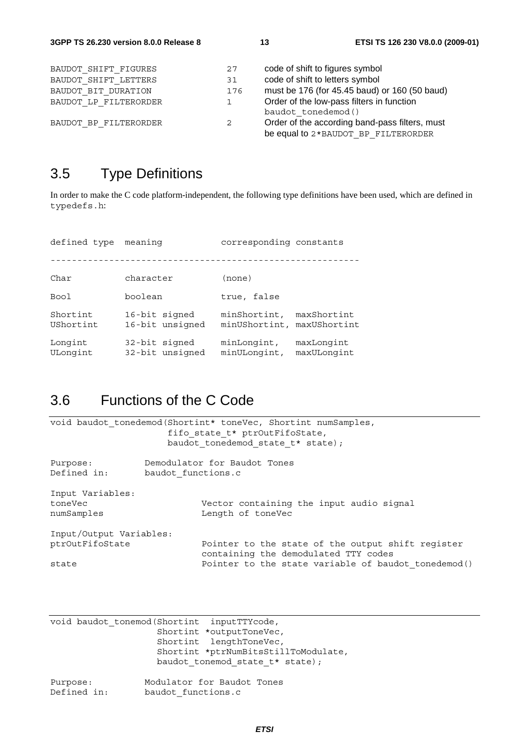| | | |
|---|---|---|
| BAUDOT_SHIFT_FIGURES | 27 | code of shift to figures symbol |
| BAUDOT_SHIFT_LETTERS | 31 | code of shift to letters symbol |
| BAUDOT_BIT_DURATION | 176 | must be 176 (for 45.45 baud) or 160 (50 baud) |
| BAUDOT_LP_FILTERORDER | 1 | Order of the low-pass filters in function baudot_tonedemod() |
| BAUDOT_BP_FILTERORDER | 2 | Order of the according band-pass filters, must be equal to 2*BAUDOT_BP_FILTERORDER |

## 3.5 Type Definitions

In order to make the C code platform-independent, the following type definitions have been used, which are defined in typedefs.h:

```
defined type  meaning           corresponding constants
---------------------------------------------------------
Char          character         (none)

Bool          boolean           true, false

Shortint      16-bit signed     minShortint,  maxShortint
UShortint     16-bit unsigned   minUShortint, maxUShortint

Longint       32-bit signed     minLongint,   maxLongint
ULongint      32-bit unsigned   minULongint,  maxULongint
```

## 3.6 Functions of the C Code

```
void baudot_tonedemod(Shortint* toneVec, Shortint numSamples,
                      fifo_state_t* ptrOutFifoState,
                      baudot_tonedemod_state_t* state);

Purpose:          Demodulator for Baudot Tones
Defined in:       baudot_functions.c

Input Variables:
toneVec                   Vector containing the input audio signal
numSamples                Length of toneVec

Input/Output Variables:
ptrOutFifoState           Pointer to the state of the output shift register
                          containing the demodulated TTY codes
state                     Pointer to the state variable of baudot_tonedemod()
```

```
void baudot_tonemod(Shortint  inputTTYcode,
                    Shortint *outputToneVec,
                    Shortint  lengthToneVec,
                    Shortint *ptrNumBitsStillToModulate,
                    baudot_tonemod_state_t* state);

Purpose:          Modulator for Baudot Tones
Defined in:       baudot_functions.c
```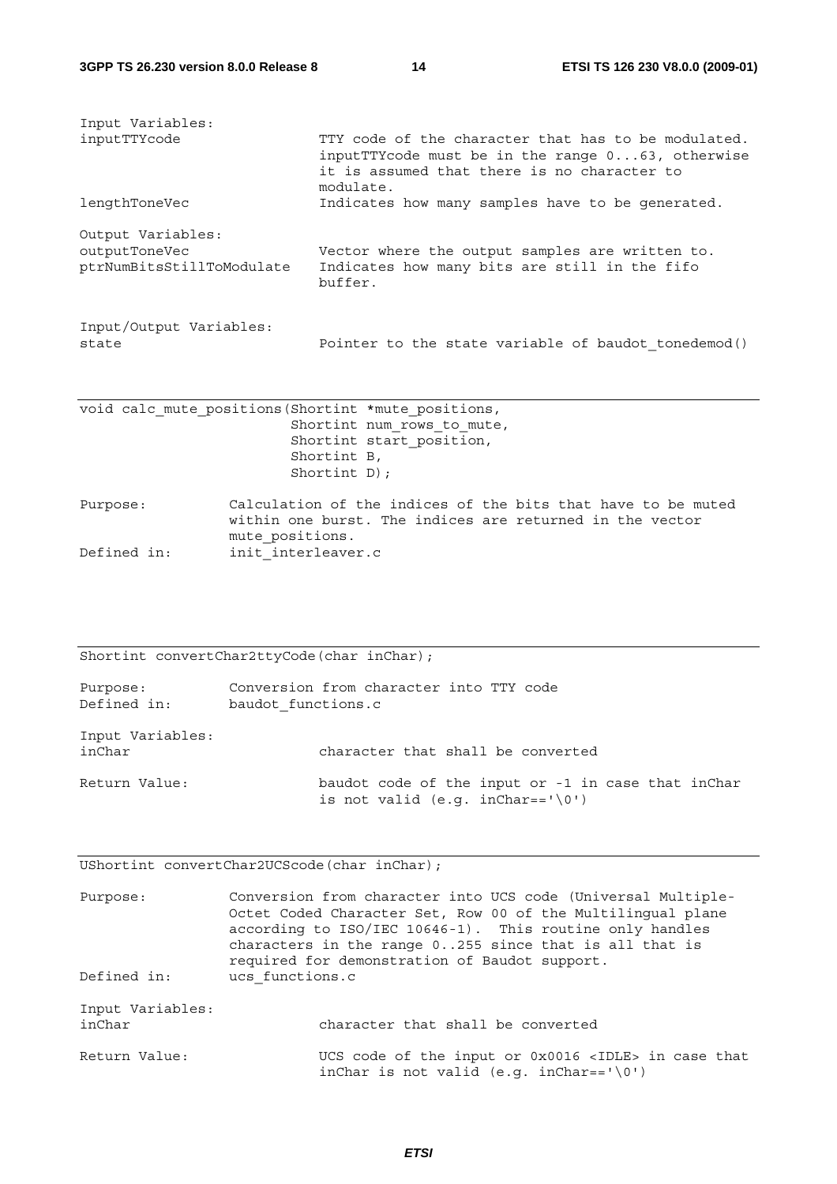Input Variables:

| | |
|---|---|
| inputTTYcode | TTY code of the character that has to be modulated. inputTTYcode must be in the range 0...63, otherwise it is assumed that there is no character to modulate. |
| lengthToneVec | Indicates how many samples have to be generated. |

Output Variables:

| | |
|---|---|
| outputToneVec | Vector where the output samples are written to. |
| ptrNumBitsStillToModulate | Indicates how many bits are still in the fifo buffer. |

Input/Output Variables:

| | |
|---|---|
| state | Pointer to the state variable of baudot_tonedemod() |

---

```
void calc_mute_positions(Shortint *mute_positions,
                         Shortint num_rows_to_mute,
                         Shortint start_position,
                         Shortint B,
                         Shortint D);
```

| | |
|---|---|
| Purpose: | Calculation of the indices of the bits that have to be muted within one burst. The indices are returned in the vector mute_positions. |
| Defined in: | init_interleaver.c |

---

```
Shortint convertChar2ttyCode(char inChar);
```

| | |
|---|---|
| Purpose: | Conversion from character into TTY code |
| Defined in: | baudot_functions.c |

Input Variables:

| | |
|---|---|
| inChar | character that shall be converted |

| | |
|---|---|
| Return Value: | baudot code of the input or -1 in case that inChar is not valid (e.g. inChar=='\0') |

---

```
UShortint convertChar2UCScode(char inChar);
```

| | |
|---|---|
| Purpose: | Conversion from character into UCS code (Universal Multiple-Octet Coded Character Set, Row 00 of the Multilingual plane according to ISO/IEC 10646-1). This routine only handles characters in the range 0..255 since that is all that is required for demonstration of Baudot support. |
| Defined in: | ucs_functions.c |

Input Variables:

| | |
|---|---|
| inChar | character that shall be converted |

| | |
|---|---|
| Return Value: | UCS code of the input or 0x0016 <IDLE> in case that inChar is not valid (e.g. inChar=='\0') |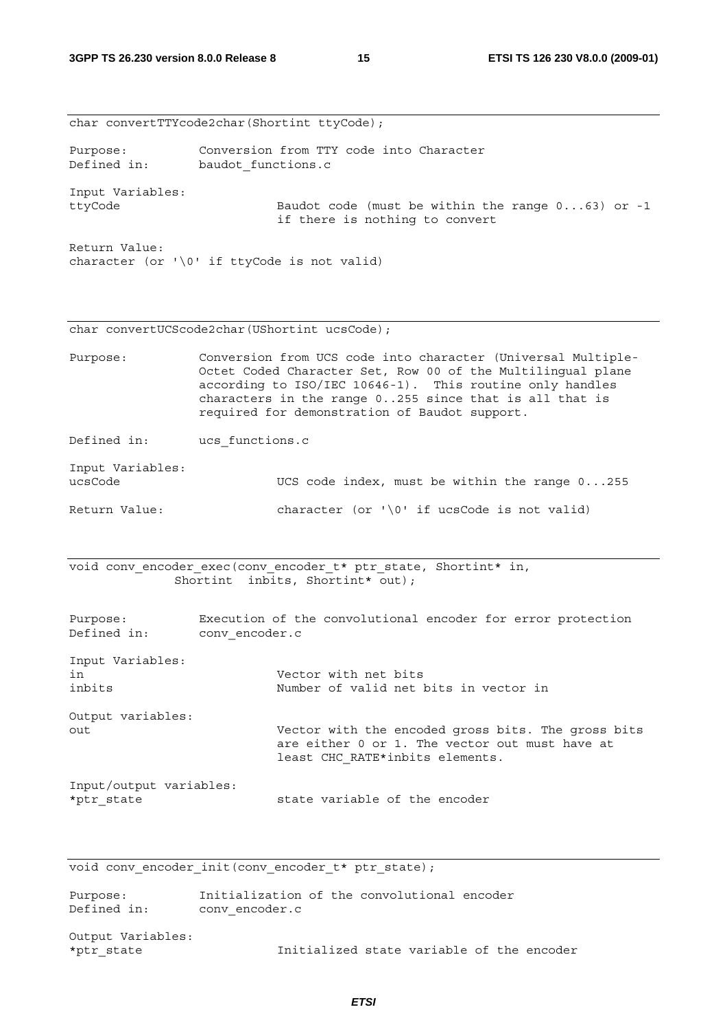```
char convertTTYcode2char(Shortint ttyCode);
```

Purpose: Conversion from TTY code into Character
Defined in: baudot_functions.c

Input Variables:
ttyCode Baudot code (must be within the range 0...63) or -1 if there is nothing to convert

Return Value:
character (or '\0' if ttyCode is not valid)

```
char convertUCScode2char(UShortint ucsCode);
```

Purpose: Conversion from UCS code into character (Universal Multiple-Octet Coded Character Set, Row 00 of the Multilingual plane according to ISO/IEC 10646-1). This routine only handles characters in the range 0..255 since that is all that is required for demonstration of Baudot support.

Defined in: ucs_functions.c

Input Variables:
ucsCode UCS code index, must be within the range 0...255

Return Value: character (or '\0' if ucsCode is not valid)

```
void conv_encoder_exec(conv_encoder_t* ptr_state, Shortint* in,
            Shortint  inbits, Shortint* out);
```

Purpose: Execution of the convolutional encoder for error protection
Defined in: conv_encoder.c

Input Variables:
in Vector with net bits
inbits Number of valid net bits in vector in

Output variables:
out Vector with the encoded gross bits. The gross bits are either 0 or 1. The vector out must have at least CHC_RATE*inbits elements.

Input/output variables:
*ptr_state state variable of the encoder

```
void conv_encoder_init(conv_encoder_t* ptr_state);
```

Purpose: Initialization of the convolutional encoder
Defined in: conv_encoder.c

Output Variables:
*ptr_state Initialized state variable of the encoder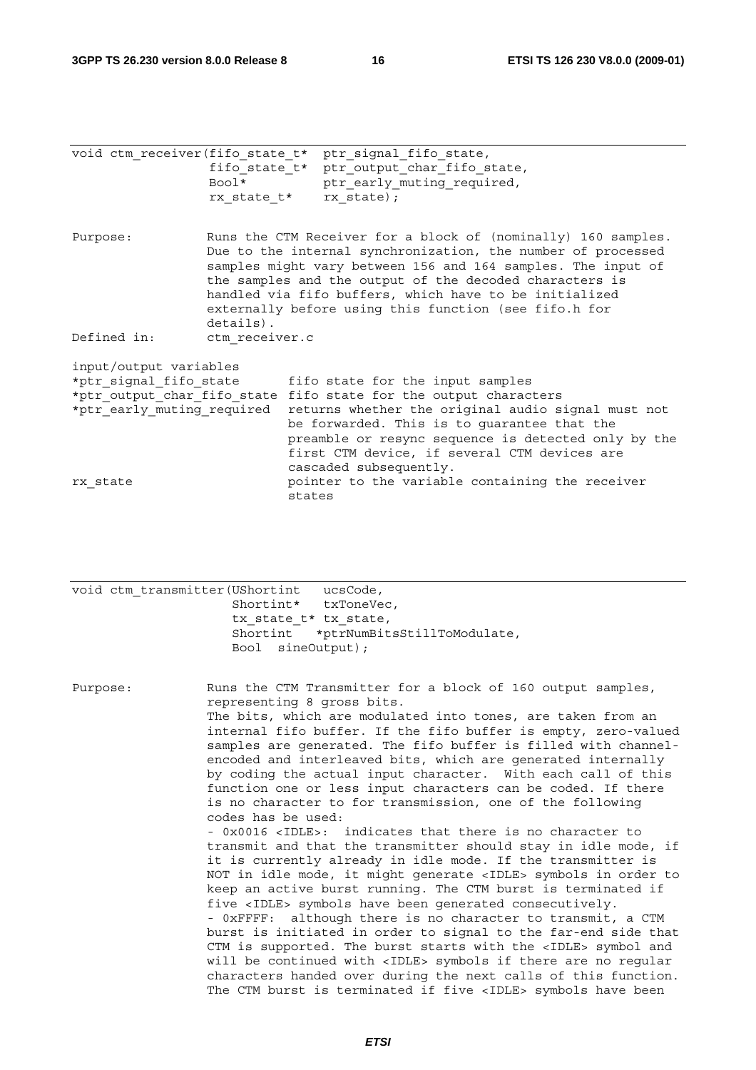```
void ctm_receiver(fifo_state_t*  ptr_signal_fifo_state,
                  fifo_state_t*  ptr_output_char_fifo_state,
                  Bool*          ptr_early_muting_required,
                  rx_state_t*    rx_state);
```

Purpose: Runs the CTM Receiver for a block of (nominally) 160 samples. Due to the internal synchronization, the number of processed samples might vary between 156 and 164 samples. The input of the samples and the output of the decoded characters is handled via fifo buffers, which have to be initialized externally before using this function (see fifo.h for details).

Defined in: ctm_receiver.c

input/output variables

| | |
|---|---|
| *ptr_signal_fifo_state | fifo state for the input samples |
| *ptr_output_char_fifo_state | fifo state for the output characters |
| *ptr_early_muting_required | returns whether the original audio signal must not be forwarded. This is to guarantee that the preamble or resync sequence is detected only by the first CTM device, if several CTM devices are cascaded subsequently. |
| rx_state | pointer to the variable containing the receiver states |

```
void ctm_transmitter(UShortint   ucsCode,
                     Shortint*   txToneVec,
                     tx_state_t* tx_state,
                     Shortint    *ptrNumBitsStillToModulate,
                     Bool  sineOutput);
```

Purpose: Runs the CTM Transmitter for a block of 160 output samples, representing 8 gross bits.
The bits, which are modulated into tones, are taken from an internal fifo buffer. If the fifo buffer is empty, zero-valued samples are generated. The fifo buffer is filled with channel-encoded and interleaved bits, which are generated internally by coding the actual input character. With each call of this function one or less input characters can be coded. If there is no character to for transmission, one of the following codes has be used:
- 0x0016 <IDLE>: indicates that there is no character to transmit and that the transmitter should stay in idle mode, if it is currently already in idle mode. If the transmitter is NOT in idle mode, it might generate <IDLE> symbols in order to keep an active burst running. The CTM burst is terminated if five <IDLE> symbols have been generated consecutively.
- 0xFFFF: although there is no character to transmit, a CTM burst is initiated in order to signal to the far-end side that CTM is supported. The burst starts with the <IDLE> symbol and will be continued with <IDLE> symbols if there are no regular characters handed over during the next calls of this function. The CTM burst is terminated if five <IDLE> symbols have been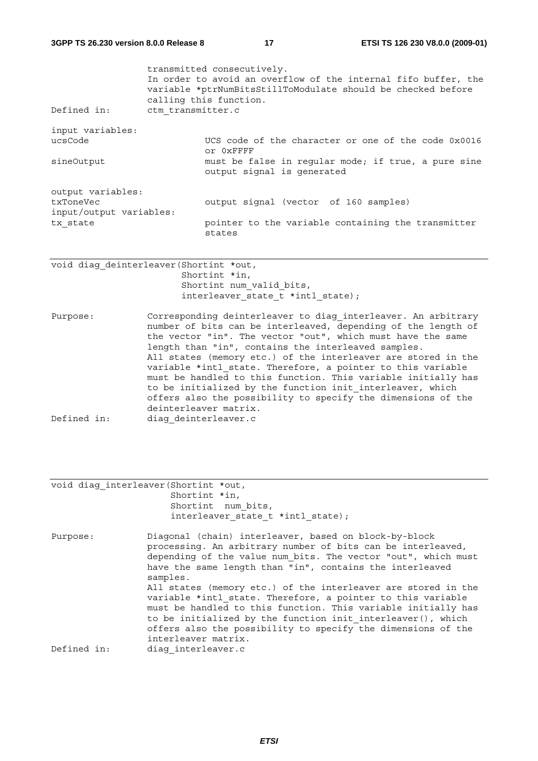transmitted consecutively.
In order to avoid an overflow of the internal fifo buffer, the variable *ptrNumBitsStillToModulate should be checked before calling this function.

Defined in: ctm_transmitter.c

input variables:

| | |
|---|---|
| ucsCode | UCS code of the character or one of the code 0x0016 or 0xFFFF |
| sineOutput | must be false in regular mode; if true, a pure sine output signal is generated |

output variables:

| | |
|---|---|
| txToneVec | output signal (vector of 160 samples) |

input/output variables:

| | |
|---|---|
| tx_state | pointer to the variable containing the transmitter states |

---

```
void diag_deinterleaver(Shortint *out,
                        Shortint *in,
                        Shortint num_valid_bits,
                        interleaver_state_t *intl_state);
```

Purpose: Corresponding deinterleaver to diag_interleaver. An arbitrary number of bits can be interleaved, depending of the length of the vector "in". The vector "out", which must have the same length than "in", contains the interleaved samples.
All states (memory etc.) of the interleaver are stored in the variable *intl_state. Therefore, a pointer to this variable must be handled to this function. This variable initially has to be initialized by the function init_interleaver, which offers also the possibility to specify the dimensions of the deinterleaver matrix.

Defined in: diag_deinterleaver.c

---

```
void diag_interleaver(Shortint *out,
                      Shortint *in,
                      Shortint  num_bits,
                      interleaver_state_t *intl_state);
```

Purpose: Diagonal (chain) interleaver, based on block-by-block processing. An arbitrary number of bits can be interleaved, depending of the value num_bits. The vector "out", which must have the same length than "in", contains the interleaved samples.
All states (memory etc.) of the interleaver are stored in the variable *intl_state. Therefore, a pointer to this variable must be handled to this function. This variable initially has to be initialized by the function init_interleaver(), which offers also the possibility to specify the dimensions of the interleaver matrix.

Defined in: diag_interleaver.c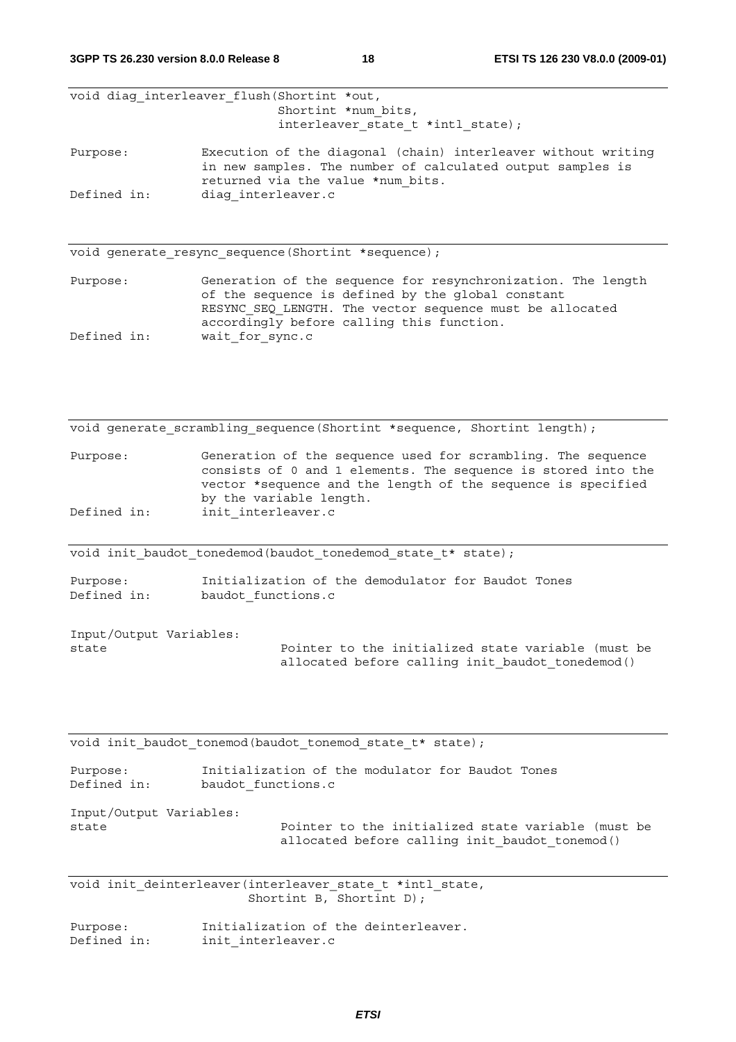```
void diag_interleaver_flush(Shortint *out,
                            Shortint *num_bits,
                            interleaver_state_t *intl_state);
```

Purpose: Execution of the diagonal (chain) interleaver without writing in new samples. The number of calculated output samples is returned via the value *num_bits.

Defined in: diag_interleaver.c

```
void generate_resync_sequence(Shortint *sequence);
```

Purpose: Generation of the sequence for resynchronization. The length of the sequence is defined by the global constant RESYNC_SEQ_LENGTH. The vector sequence must be allocated accordingly before calling this function.

Defined in: wait_for_sync.c

```
void generate_scrambling_sequence(Shortint *sequence, Shortint length);
```

Purpose: Generation of the sequence used for scrambling. The sequence consists of 0 and 1 elements. The sequence is stored into the vector *sequence and the length of the sequence is specified by the variable length.

Defined in: init_interleaver.c

```
void init_baudot_tonedemod(baudot_tonedemod_state_t* state);
```

Purpose: Initialization of the demodulator for Baudot Tones

Defined in: baudot_functions.c

Input/Output Variables:

state: Pointer to the initialized state variable (must be allocated before calling init_baudot_tonedemod()

```
void init_baudot_tonemod(baudot_tonemod_state_t* state);
```

Purpose: Initialization of the modulator for Baudot Tones

Defined in: baudot_functions.c

Input/Output Variables:

state: Pointer to the initialized state variable (must be allocated before calling init_baudot_tonemod()

```
void init_deinterleaver(interleaver_state_t *intl_state,
                        Shortint B, Shortint D);
```

Purpose: Initialization of the deinterleaver.

Defined in: init_interleaver.c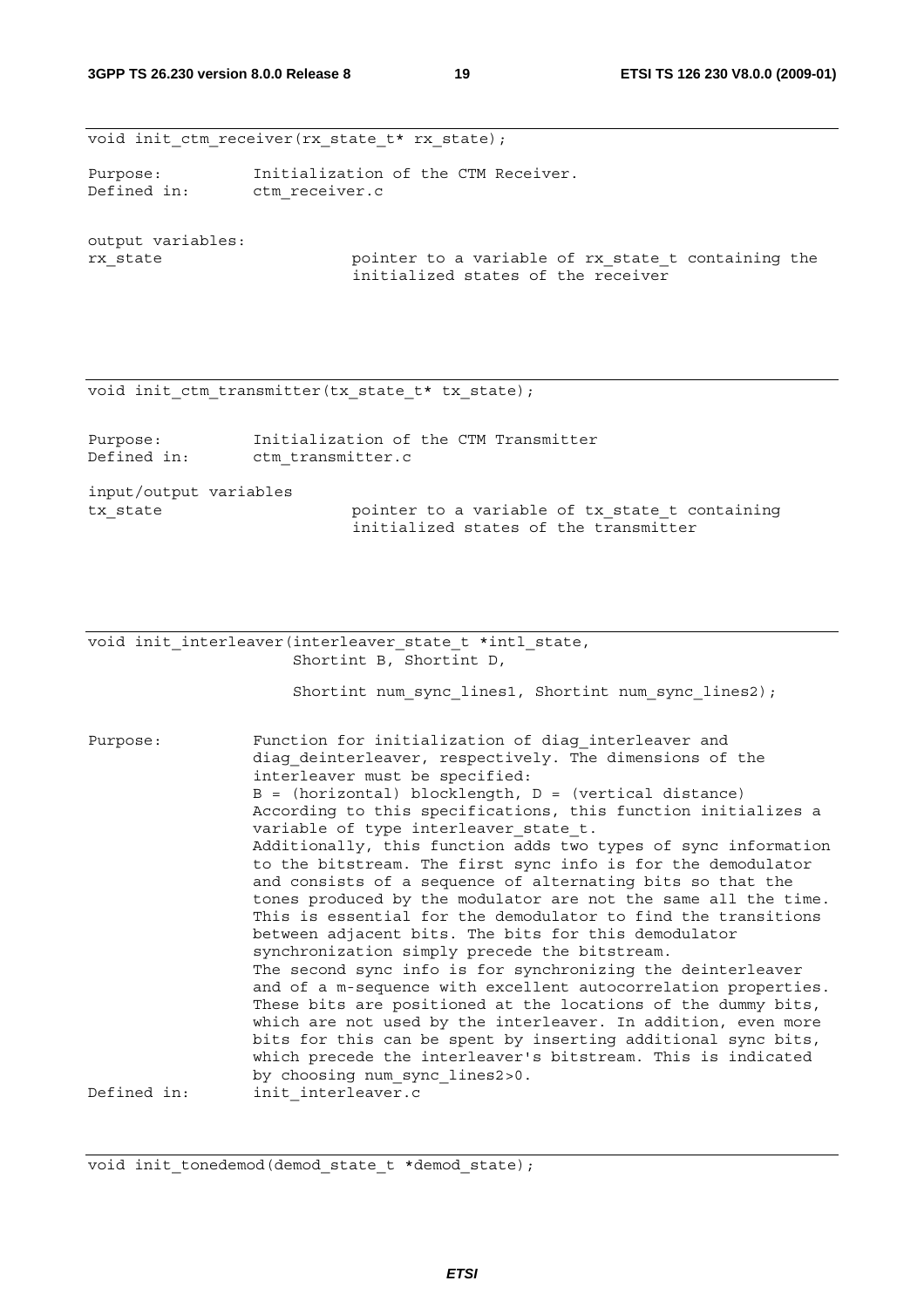```
void init_ctm_receiver(rx_state_t* rx_state);
```

Purpose: Initialization of the CTM Receiver.
Defined in: ctm_receiver.c

output variables:
rx_state pointer to a variable of rx_state_t containing the initialized states of the receiver

```
void init_ctm_transmitter(tx_state_t* tx_state);
```

Purpose: Initialization of the CTM Transmitter
Defined in: ctm_transmitter.c

input/output variables
tx_state pointer to a variable of tx_state_t containing initialized states of the transmitter

```
void init_interleaver(interleaver_state_t *intl_state,
                      Shortint B, Shortint D,

                      Shortint num_sync_lines1, Shortint num_sync_lines2);
```

Purpose: Function for initialization of diag_interleaver and diag_deinterleaver, respectively. The dimensions of the interleaver must be specified:
B = (horizontal) blocklength, D = (vertical distance)
According to this specifications, this function initializes a variable of type interleaver_state_t.
Additionally, this function adds two types of sync information to the bitstream. The first sync info is for the demodulator and consists of a sequence of alternating bits so that the tones produced by the modulator are not the same all the time. This is essential for the demodulator to find the transitions between adjacent bits. The bits for this demodulator synchronization simply precede the bitstream.
The second sync info is for synchronizing the deinterleaver and of a m-sequence with excellent autocorrelation properties. These bits are positioned at the locations of the dummy bits, which are not used by the interleaver. In addition, even more bits for this can be spent by inserting additional sync bits, which precede the interleaver's bitstream. This is indicated by choosing num_sync_lines2>0.
Defined in: init_interleaver.c

```
void init_tonedemod(demod_state_t *demod_state);
```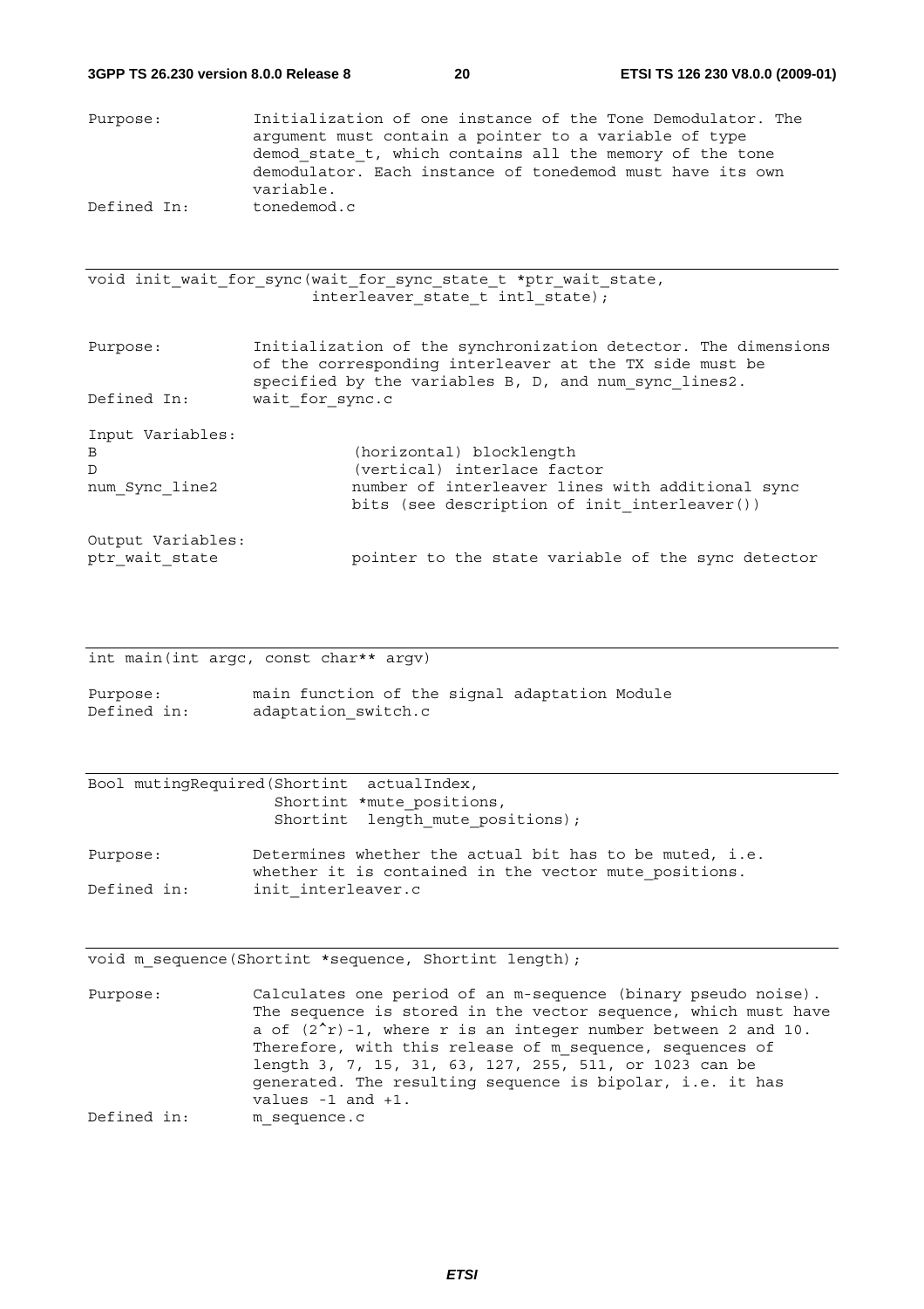Purpose: Initialization of one instance of the Tone Demodulator. The argument must contain a pointer to a variable of type demod_state_t, which contains all the memory of the tone demodulator. Each instance of tonedemod must have its own variable.

Defined In: tonedemod.c

---

```
void init_wait_for_sync(wait_for_sync_state_t *ptr_wait_state,
                        interleaver_state_t intl_state);
```

Purpose: Initialization of the synchronization detector. The dimensions of the corresponding interleaver at the TX side must be specified by the variables B, D, and num_sync_lines2.

Defined In: wait_for_sync.c

Input Variables:

| | |
|---|---|
| B | (horizontal) blocklength |
| D | (vertical) interlace factor |
| num_Sync_line2 | number of interleaver lines with additional sync bits (see description of init_interleaver()) |

Output Variables:

| | |
|---|---|
| ptr_wait_state | pointer to the state variable of the sync detector |

---

```
int main(int argc, const char** argv)
```

Purpose: main function of the signal adaptation Module

Defined in: adaptation_switch.c

---

```
Bool mutingRequired(Shortint  actualIndex,
                    Shortint *mute_positions,
                    Shortint  length_mute_positions);
```

Purpose: Determines whether the actual bit has to be muted, i.e. whether it is contained in the vector mute_positions.

Defined in: init_interleaver.c

---

```
void m_sequence(Shortint *sequence, Shortint length);
```

Purpose: Calculates one period of an m-sequence (binary pseudo noise). The sequence is stored in the vector sequence, which must have a of (2^r)-1, where r is an integer number between 2 and 10. Therefore, with this release of m_sequence, sequences of length 3, 7, 15, 31, 63, 127, 255, 511, or 1023 can be generated. The resulting sequence is bipolar, i.e. it has values -1 and +1.

Defined in: m_sequence.c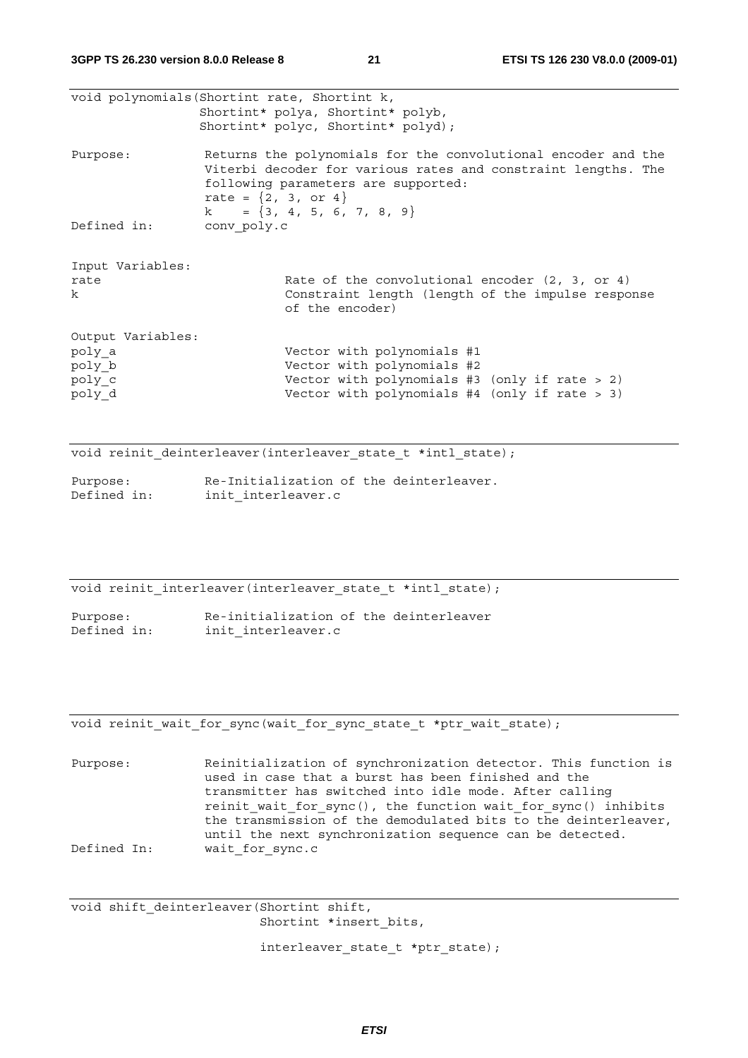```
void polynomials(Shortint rate, Shortint k,
                 Shortint* polya, Shortint* polyb,
                 Shortint* polyc, Shortint* polyd);
```

```
Purpose:          Returns the polynomials for the convolutional encoder and the
                  Viterbi decoder for various rates and constraint lengths. The
                  following parameters are supported:
                  rate = {2, 3, or 4}
                  k    = {3, 4, 5, 6, 7, 8, 9}
Defined in:       conv_poly.c


Input Variables:
rate                          Rate of the convolutional encoder (2, 3, or 4)
k                             Constraint length (length of the impulse response
                              of the encoder)

Output Variables:
poly_a                        Vector with polynomials #1
poly_b                        Vector with polynomials #2
poly_c                        Vector with polynomials #3 (only if rate > 2)
poly_d                        Vector with polynomials #4 (only if rate > 3)
```

---

```
void reinit_deinterleaver(interleaver_state_t *intl_state);
```

```
Purpose:          Re-Initialization of the deinterleaver.
Defined in:       init_interleaver.c
```

---

```
void reinit_interleaver(interleaver_state_t *intl_state);
```

```
Purpose:          Re-initialization of the deinterleaver
Defined in:       init_interleaver.c
```

---

```
void reinit_wait_for_sync(wait_for_sync_state_t *ptr_wait_state);
```

```
Purpose:          Reinitialization of synchronization detector. This function is
                  used in case that a burst has been finished and the
                  transmitter has switched into idle mode. After calling
                  reinit_wait_for_sync(), the function wait_for_sync() inhibits
                  the transmission of the demodulated bits to the deinterleaver,
                  until the next synchronization sequence can be detected.
Defined In:       wait_for_sync.c
```

---

```
void shift_deinterleaver(Shortint shift,
                         Shortint *insert_bits,

                         interleaver_state_t *ptr_state);
```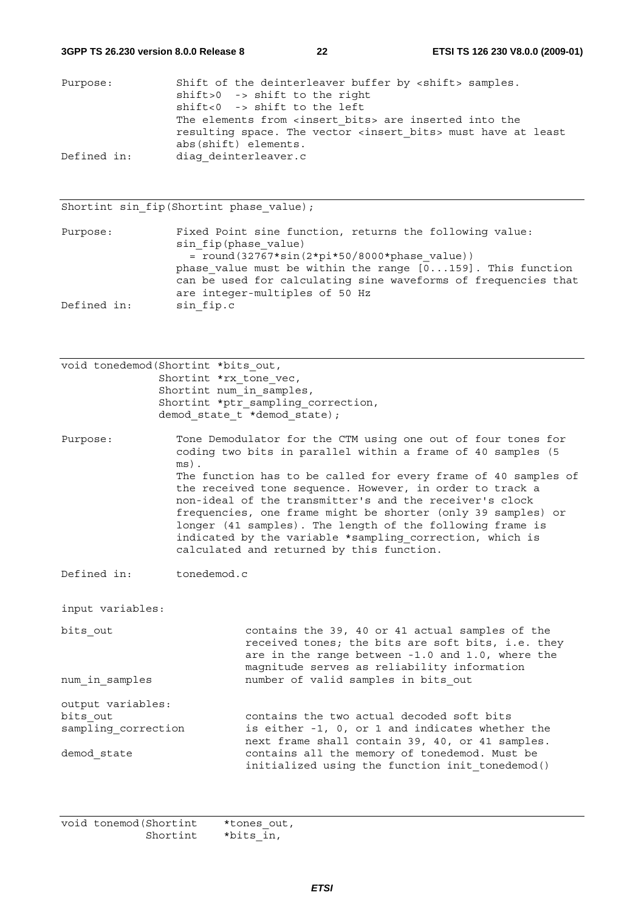Purpose: Shift of the deinterleaver buffer by <shift> samples.
shift>0 -> shift to the right
shift<0 -> shift to the left
The elements from <insert_bits> are inserted into the resulting space. The vector <insert_bits> must have at least abs(shift) elements.

Defined in: diag_deinterleaver.c

---

```
Shortint sin_fip(Shortint phase_value);
```

Purpose: Fixed Point sine function, returns the following value:
sin_fip(phase_value)
= round(32767*sin(2*pi*50/8000*phase_value))
phase_value must be within the range [0...159]. This function can be used for calculating sine waveforms of frequencies that are integer-multiples of 50 Hz

Defined in: sin_fip.c

---

```
void tonedemod(Shortint *bits_out,
               Shortint *rx_tone_vec,
               Shortint num_in_samples,
               Shortint *ptr_sampling_correction,
               demod_state_t *demod_state);
```

Purpose: Tone Demodulator for the CTM using one out of four tones for coding two bits in parallel within a frame of 40 samples (5 ms).
The function has to be called for every frame of 40 samples of the received tone sequence. However, in order to track a non-ideal of the transmitter's and the receiver's clock frequencies, one frame might be shorter (only 39 samples) or longer (41 samples). The length of the following frame is indicated by the variable *sampling_correction, which is calculated and returned by this function.

Defined in: tonedemod.c

input variables:

bits_out: contains the 39, 40 or 41 actual samples of the received tones; the bits are soft bits, i.e. they are in the range between -1.0 and 1.0, where the magnitude serves as reliability information

num_in_samples: number of valid samples in bits_out

output variables:

bits_out: contains the two actual decoded soft bits

sampling_correction: is either -1, 0, or 1 and indicates whether the next frame shall contain 39, 40, or 41 samples.

demod_state: contains all the memory of tonedemod. Must be initialized using the function init_tonedemod()

---

```
void tonemod(Shortint    *tones_out,
             Shortint    *bits_in,
```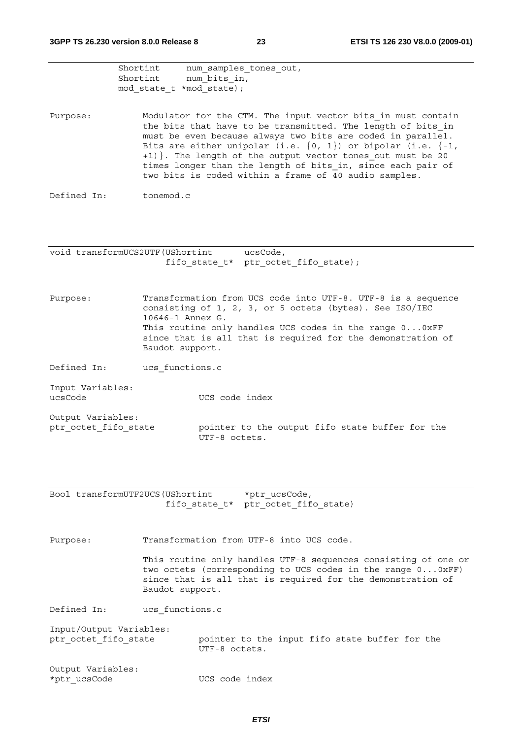```
             Shortint     num_samples_tones_out,
             Shortint     num_bits_in,
             mod_state_t *mod_state);
```

Purpose: Modulator for the CTM. The input vector bits_in must contain the bits that have to be transmitted. The length of bits_in must be even because always two bits are coded in parallel. Bits are either unipolar (i.e. {0, 1}) or bipolar (i.e. {-1, +1)}. The length of the output vector tones_out must be 20 times longer than the length of bits_in, since each pair of two bits is coded within a frame of 40 audio samples.

Defined In: tonemod.c

---

```
void transformUCS2UTF(UShortint      ucsCode,
                      fifo_state_t*  ptr_octet_fifo_state);
```

Purpose: Transformation from UCS code into UTF-8. UTF-8 is a sequence consisting of 1, 2, 3, or 5 octets (bytes). See ISO/IEC 10646-1 Annex G.
This routine only handles UCS codes in the range 0...0xFF since that is all that is required for the demonstration of Baudot support.

Defined In: ucs_functions.c

Input Variables:
ucsCode — UCS code index

Output Variables:
ptr_octet_fifo_state — pointer to the output fifo state buffer for the UTF-8 octets.

---

```
Bool transformUTF2UCS(UShortint      *ptr_ucsCode,
                      fifo_state_t*  ptr_octet_fifo_state)
```

Purpose: Transformation from UTF-8 into UCS code.

This routine only handles UTF-8 sequences consisting of one or two octets (corresponding to UCS codes in the range 0...0xFF) since that is all that is required for the demonstration of Baudot support.

Defined In: ucs_functions.c

Input/Output Variables:
ptr_octet_fifo_state — pointer to the input fifo state buffer for the UTF-8 octets.

Output Variables:
*ptr_ucsCode — UCS code index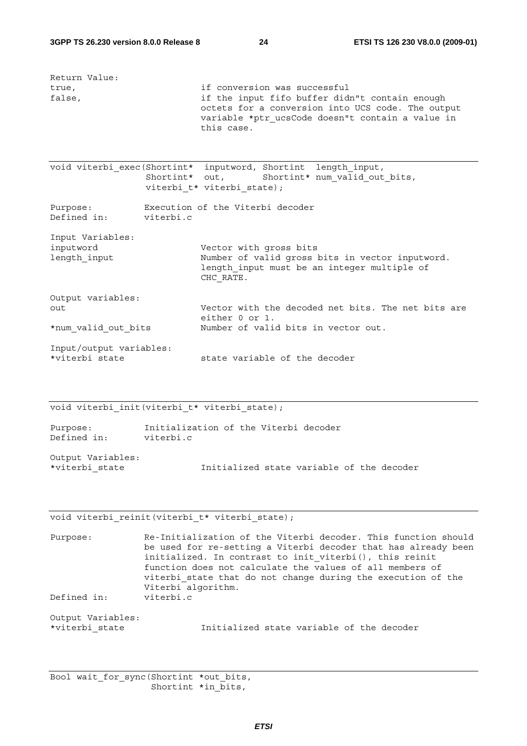Return Value:

| | |
|---|---|
| true, | if conversion was successful |
| false, | if the input fifo buffer didn"t contain enough octets for a conversion into UCS code. The output variable *ptr_ucsCode doesn"t contain a value in this case. |

---

```
void viterbi_exec(Shortint*  inputword, Shortint  length_input,
                  Shortint*  out,       Shortint* num_valid_out_bits,
                  viterbi_t* viterbi_state);
```

Purpose: Execution of the Viterbi decoder

Defined in: viterbi.c

Input Variables:

| | |
|---|---|
| inputword | Vector with gross bits |
| length_input | Number of valid gross bits in vector inputword. length_input must be an integer multiple of CHC_RATE. |

Output variables:

| | |
|---|---|
| out | Vector with the decoded net bits. The net bits are either 0 or 1. |
| *num_valid_out_bits | Number of valid bits in vector out. |

Input/output variables:

| | |
|---|---|
| *viterbi state | state variable of the decoder |

---

```
void viterbi_init(viterbi_t* viterbi_state);
```

Purpose: Initialization of the Viterbi decoder

Defined in: viterbi.c

Output Variables:

| | |
|---|---|
| *viterbi_state | Initialized state variable of the decoder |

---

```
void viterbi_reinit(viterbi_t* viterbi_state);
```

Purpose: Re-Initialization of the Viterbi decoder. This function should be used for re-setting a Viterbi decoder that has already been initialized. In contrast to init_viterbi(), this reinit function does not calculate the values of all members of viterbi_state that do not change during the execution of the Viterbi algorithm.

Defined in: viterbi.c

Output Variables:

| | |
|---|---|
| *viterbi_state | Initialized state variable of the decoder |

---

```
Bool wait_for_sync(Shortint *out_bits,
                   Shortint *in_bits,
```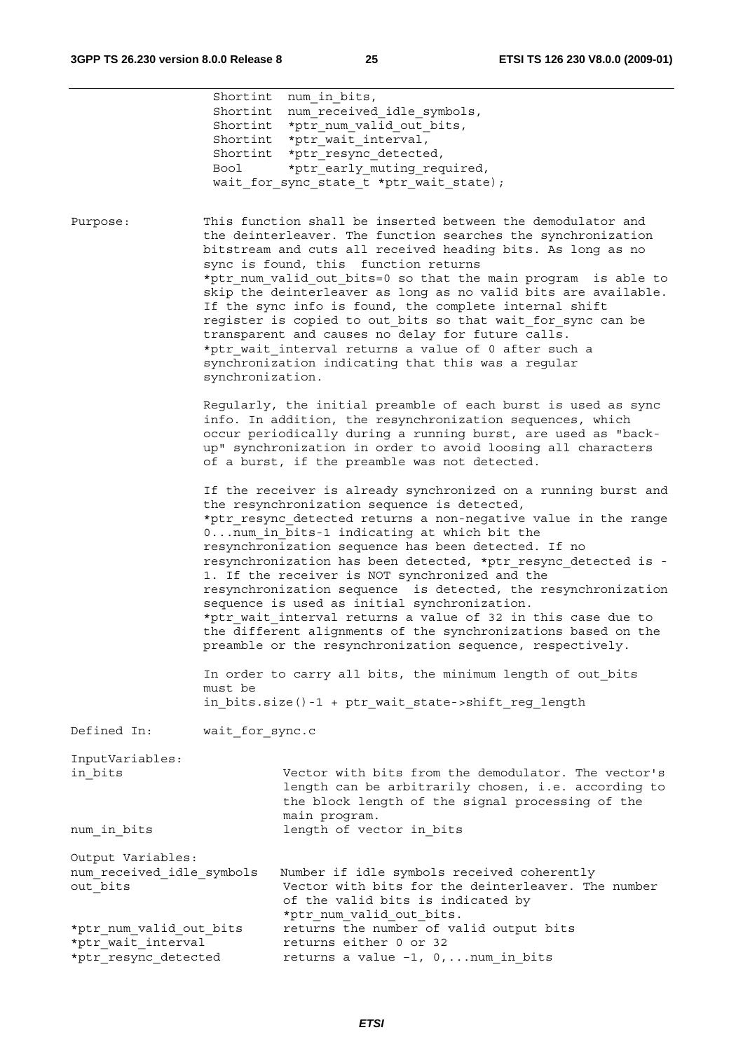```
                  Shortint  num_in_bits,
                  Shortint  num_received_idle_symbols,
                  Shortint  *ptr_num_valid_out_bits,
                  Shortint  *ptr_wait_interval,
                  Shortint  *ptr_resync_detected,
                  Bool      *ptr_early_muting_required,
                  wait_for_sync_state_t *ptr_wait_state);
```

Purpose: This function shall be inserted between the demodulator and the deinterleaver. The function searches the synchronization bitstream and cuts all received heading bits. As long as no sync is found, this function returns *ptr_num_valid_out_bits=0 so that the main program is able to skip the deinterleaver as long as no valid bits are available. If the sync info is found, the complete internal shift register is copied to out_bits so that wait_for_sync can be transparent and causes no delay for future calls. *ptr_wait_interval returns a value of 0 after such a synchronization indicating that this was a regular synchronization.

Regularly, the initial preamble of each burst is used as sync info. In addition, the resynchronization sequences, which occur periodically during a running burst, are used as "back-up" synchronization in order to avoid loosing all characters of a burst, if the preamble was not detected.

If the receiver is already synchronized on a running burst and the resynchronization sequence is detected, *ptr_resync_detected returns a non-negative value in the range 0...num_in_bits-1 indicating at which bit the resynchronization sequence has been detected. If no resynchronization has been detected, *ptr_resync_detected is -1. If the receiver is NOT synchronized and the resynchronization sequence is detected, the resynchronization sequence is used as initial synchronization. *ptr_wait_interval returns a value of 32 in this case due to the different alignments of the synchronizations based on the preamble or the resynchronization sequence, respectively.

In order to carry all bits, the minimum length of out_bits must be
in_bits.size()-1 + ptr_wait_state->shift_reg_length

Defined In: wait_for_sync.c

InputVariables:

| | |
|---|---|
| in_bits | Vector with bits from the demodulator. The vector's length can be arbitrarily chosen, i.e. according to the block length of the signal processing of the main program. |
| num_in_bits | length of vector in_bits |

Output Variables:

| | |
|---|---|
| num_received_idle_symbols | Number if idle symbols received coherently |
| out_bits | Vector with bits for the deinterleaver. The number of the valid bits is indicated by *ptr_num_valid_out_bits. |
| *ptr_num_valid_out_bits | returns the number of valid output bits |
| *ptr_wait_interval | returns either 0 or 32 |
| *ptr_resync_detected | returns a value -1, 0,...num_in_bits |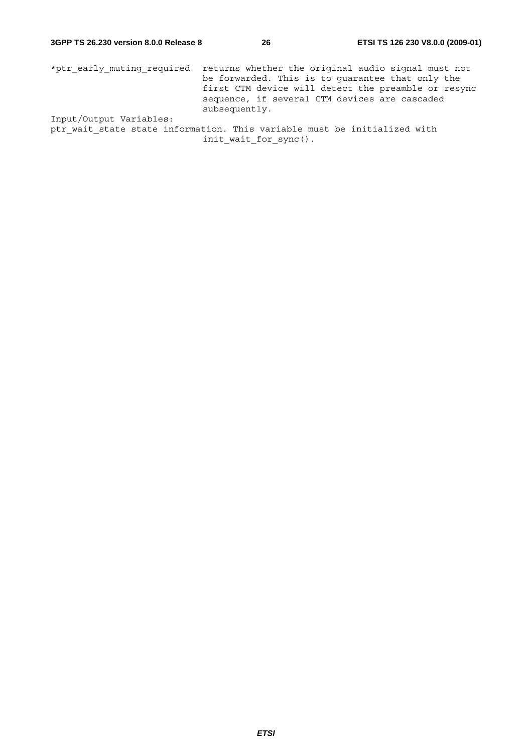```
*ptr_early_muting_required  returns whether the original audio signal must not
                            be forwarded. This is to guarantee that only the
                            first CTM device will detect the preamble or resync
                            sequence, if several CTM devices are cascaded
                            subsequently.
Input/Output Variables:
ptr_wait_state state information. This variable must be initialized with
                            init_wait_for_sync().
```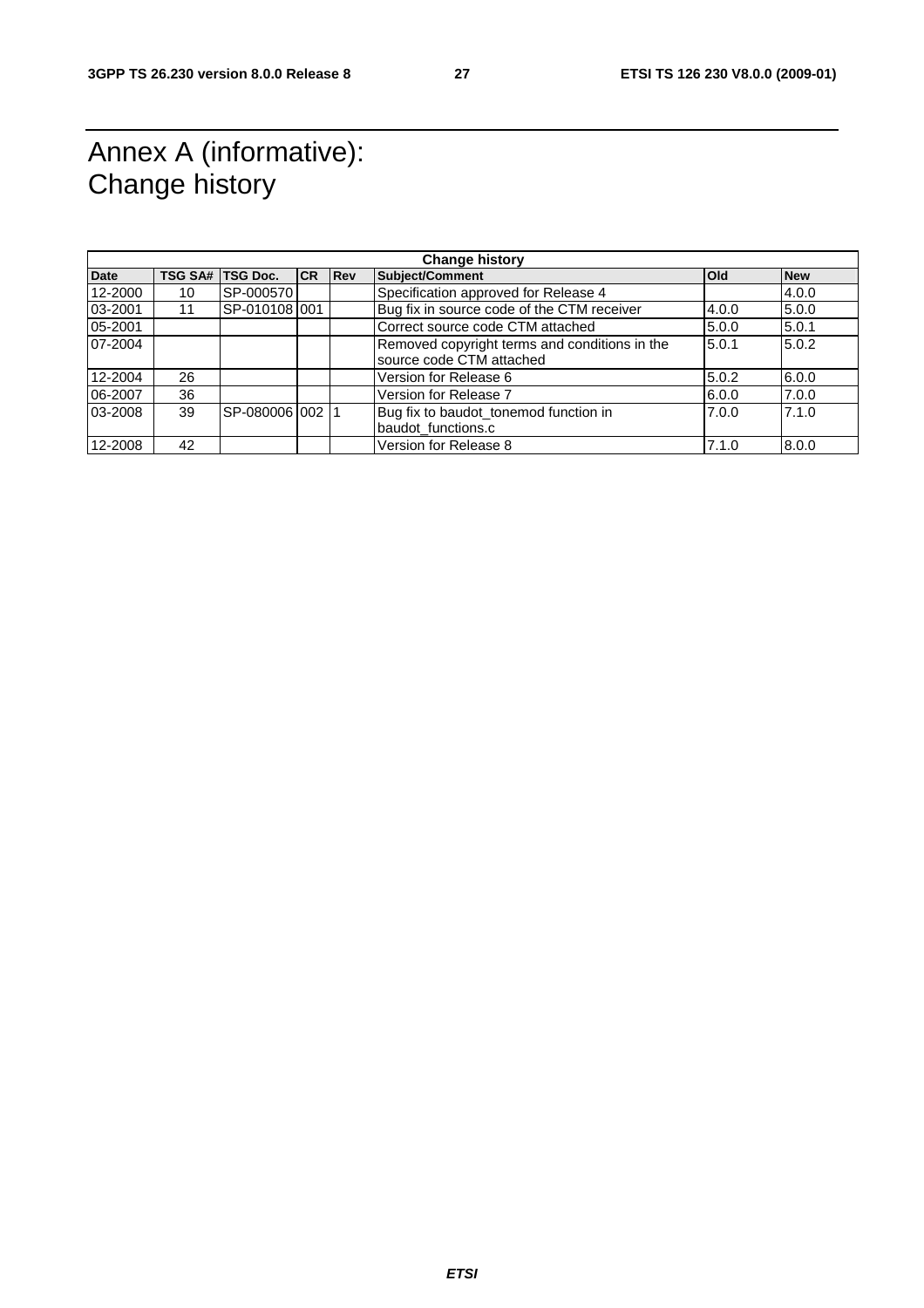# Annex A (informative): Change history

| Change history | | | | | | | |
|---|---|---|---|---|---|---|---|
| **Date** | **TSG SA#** | **TSG Doc.** | **CR** | **Rev** | **Subject/Comment** | **Old** | **New** |
| 12-2000 | 10 | SP-000570 | | | Specification approved for Release 4 | | 4.0.0 |
| 03-2001 | 11 | SP-010108 | 001 | | Bug fix in source code of the CTM receiver | 4.0.0 | 5.0.0 |
| 05-2001 | | | | | Correct source code CTM attached | 5.0.0 | 5.0.1 |
| 07-2004 | | | | | Removed copyright terms and conditions in the source code CTM attached | 5.0.1 | 5.0.2 |
| 12-2004 | 26 | | | | Version for Release 6 | 5.0.2 | 6.0.0 |
| 06-2007 | 36 | | | | Version for Release 7 | 6.0.0 | 7.0.0 |
| 03-2008 | 39 | SP-080006 | 002 | 1 | Bug fix to baudot_tonemod function in baudot_functions.c | 7.0.0 | 7.1.0 |
| 12-2008 | 42 | | | | Version for Release 8 | 7.1.0 | 8.0.0 |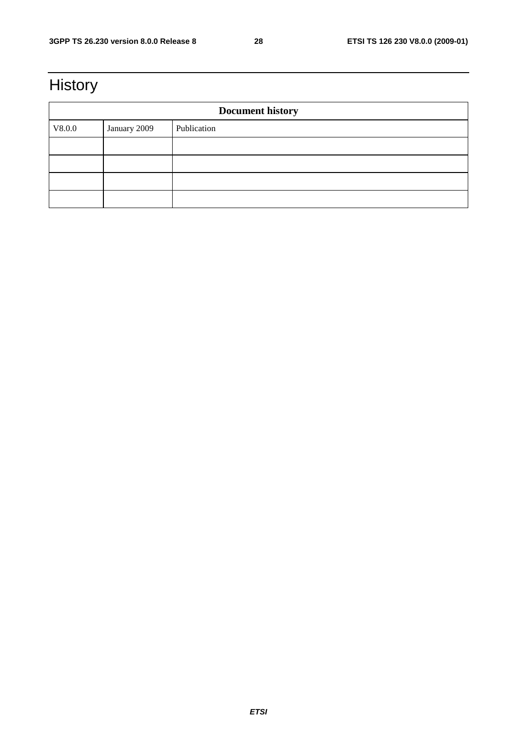# History

| Document history | | |
|---|---|---|
| V8.0.0 | January 2009 | Publication |
| | | |
| | | |
| | | |
| | | |